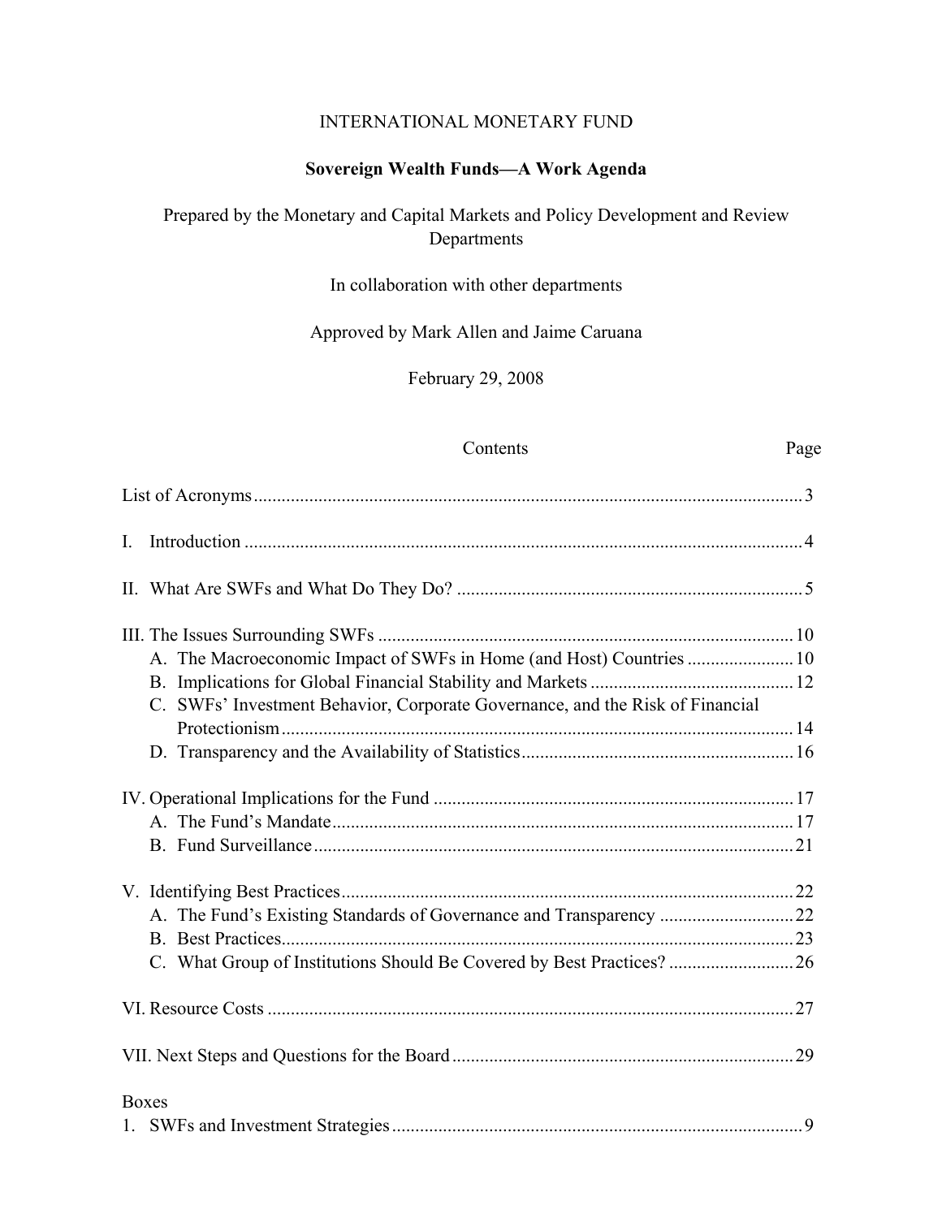INTERNATIONAL MONETARY FUND

# Sovereign Wealth Funds—A Work Agenda

Prepared by the Monetary and Capital Markets and Policy Development and Review Departments

In collaboration with other departments

Approved by Mark Allen and Jaime Caruana

February 29, 2008

| Contents | Page |
| --- | --- |
| List of Acronyms | 3 |
| I. Introduction | 4 |
| II. What Are SWFs and What Do They Do? | 5 |
| III. The Issues Surrounding SWFs | 10 |
| A. The Macroeconomic Impact of SWFs in Home (and Host) Countries | 10 |
| B. Implications for Global Financial Stability and Markets | 12 |
| C. SWFs' Investment Behavior, Corporate Governance, and the Risk of Financial Protectionism | 14 |
| D. Transparency and the Availability of Statistics | 16 |
| IV. Operational Implications for the Fund | 17 |
| A. The Fund's Mandate | 17 |
| B. Fund Surveillance | 21 |
| V. Identifying Best Practices | 22 |
| A. The Fund's Existing Standards of Governance and Transparency | 22 |
| B. Best Practices | 23 |
| C. What Group of Institutions Should Be Covered by Best Practices? | 26 |
| VI. Resource Costs | 27 |
| VII. Next Steps and Questions for the Board | 29 |
| Boxes | |
| 1. SWFs and Investment Strategies | 9 |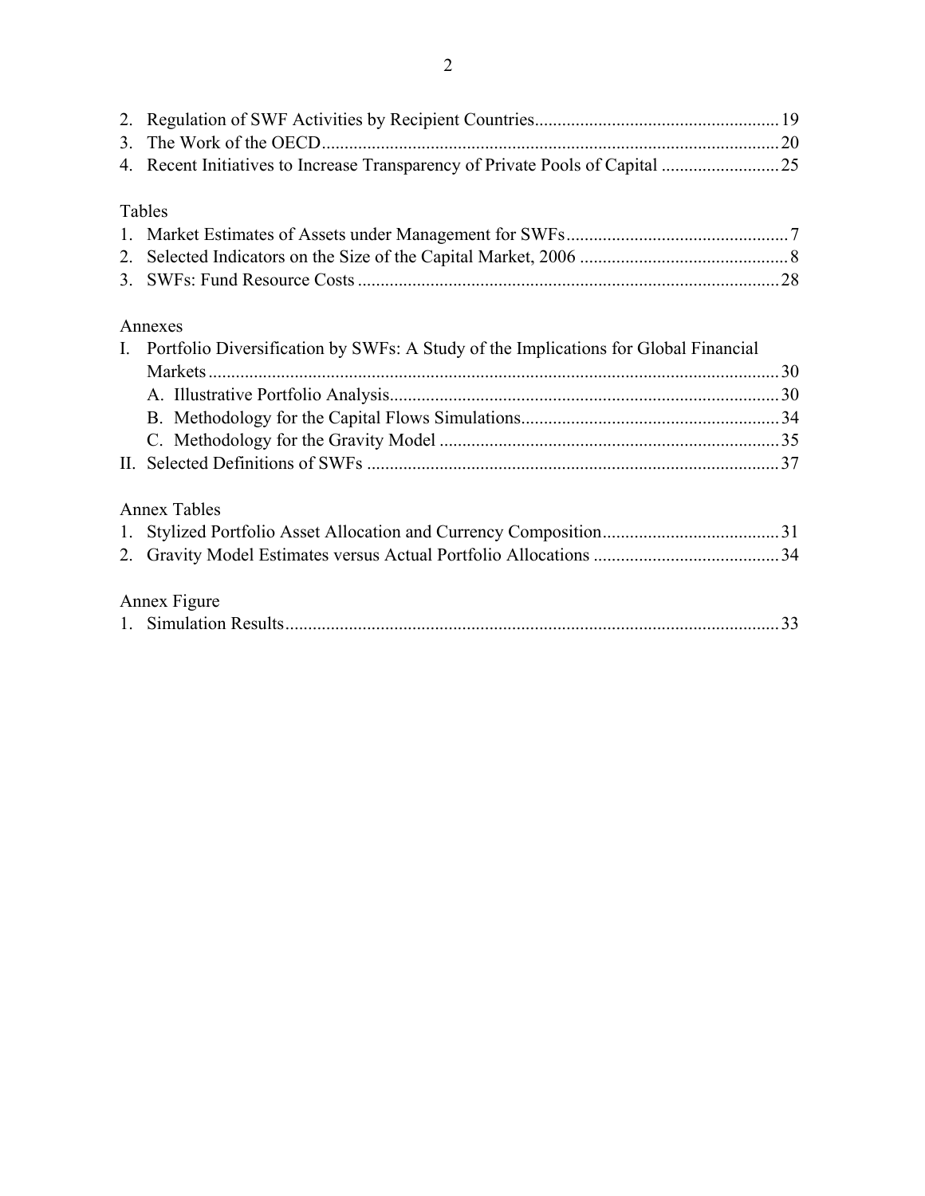2. Regulation of SWF Activities by Recipient Countries.....................................................19
3. The Work of the OECD....................................................................................................20
4. Recent Initiatives to Increase Transparency of Private Pools of Capital ..........................25

Tables

1. Market Estimates of Assets under Management for SWFs.................................................7
2. Selected Indicators on the Size of the Capital Market, 2006 ..............................................8
3. SWFs: Fund Resource Costs ............................................................................................28

Annexes

I. Portfolio Diversification by SWFs: A Study of the Implications for Global Financial Markets.............................................................................................................................30
   A. Illustrative Portfolio Analysis.....................................................................................30
   B. Methodology for the Capital Flows Simulations.........................................................34
   C. Methodology for the Gravity Model ..........................................................................35

II. Selected Definitions of SWFs ..........................................................................................37

Annex Tables

1. Stylized Portfolio Asset Allocation and Currency Composition.......................................31
2. Gravity Model Estimates versus Actual Portfolio Allocations .........................................34

Annex Figure

1. Simulation Results............................................................................................................33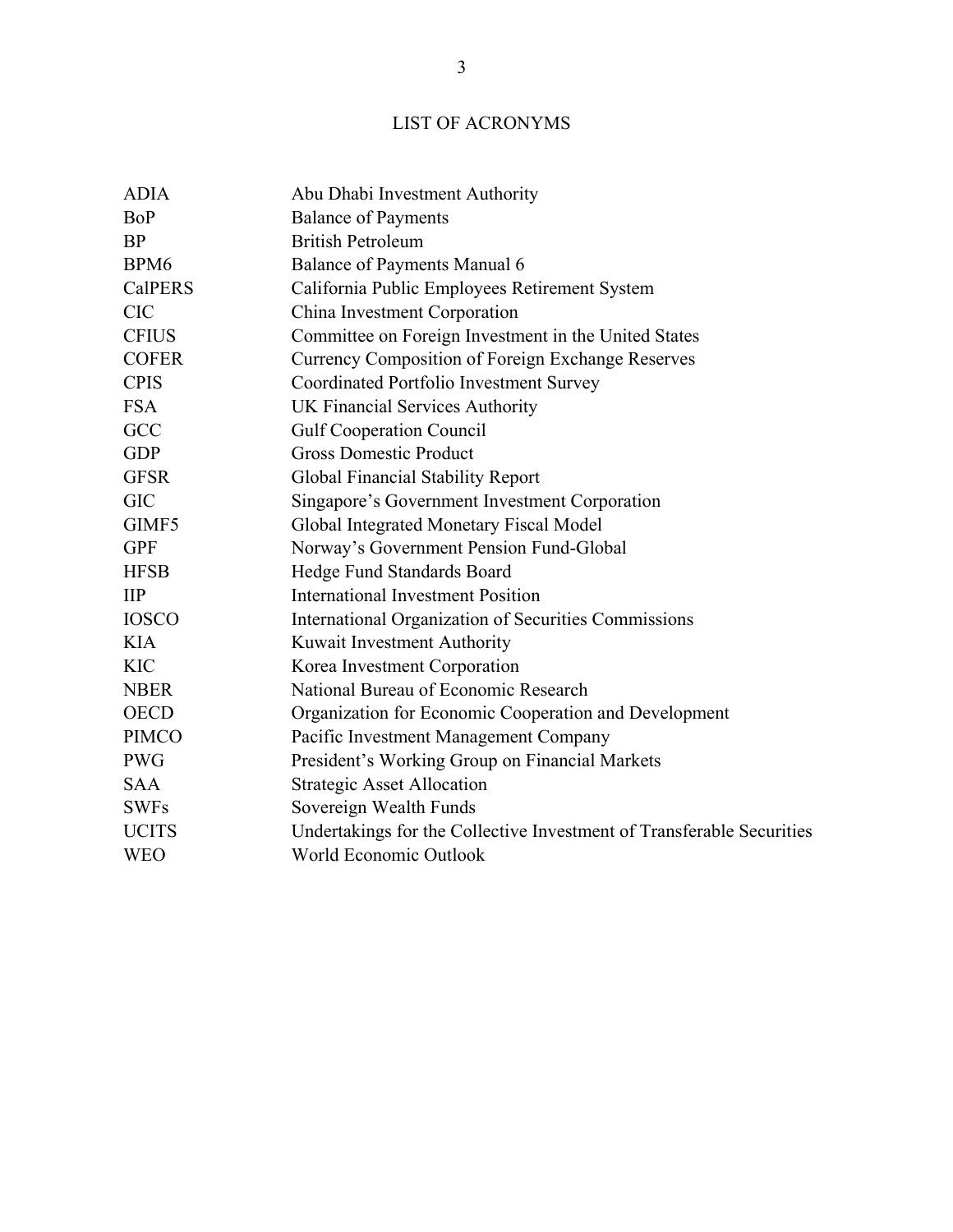# LIST OF ACRONYMS

| | |
|---|---|
| ADIA | Abu Dhabi Investment Authority |
| BoP | Balance of Payments |
| BP | British Petroleum |
| BPM6 | Balance of Payments Manual 6 |
| CalPERS | California Public Employees Retirement System |
| CIC | China Investment Corporation |
| CFIUS | Committee on Foreign Investment in the United States |
| COFER | Currency Composition of Foreign Exchange Reserves |
| CPIS | Coordinated Portfolio Investment Survey |
| FSA | UK Financial Services Authority |
| GCC | Gulf Cooperation Council |
| GDP | Gross Domestic Product |
| GFSR | Global Financial Stability Report |
| GIC | Singapore's Government Investment Corporation |
| GIMF5 | Global Integrated Monetary Fiscal Model |
| GPF | Norway's Government Pension Fund-Global |
| HFSB | Hedge Fund Standards Board |
| IIP | International Investment Position |
| IOSCO | International Organization of Securities Commissions |
| KIA | Kuwait Investment Authority |
| KIC | Korea Investment Corporation |
| NBER | National Bureau of Economic Research |
| OECD | Organization for Economic Cooperation and Development |
| PIMCO | Pacific Investment Management Company |
| PWG | President's Working Group on Financial Markets |
| SAA | Strategic Asset Allocation |
| SWFs | Sovereign Wealth Funds |
| UCITS | Undertakings for the Collective Investment of Transferable Securities |
| WEO | World Economic Outlook |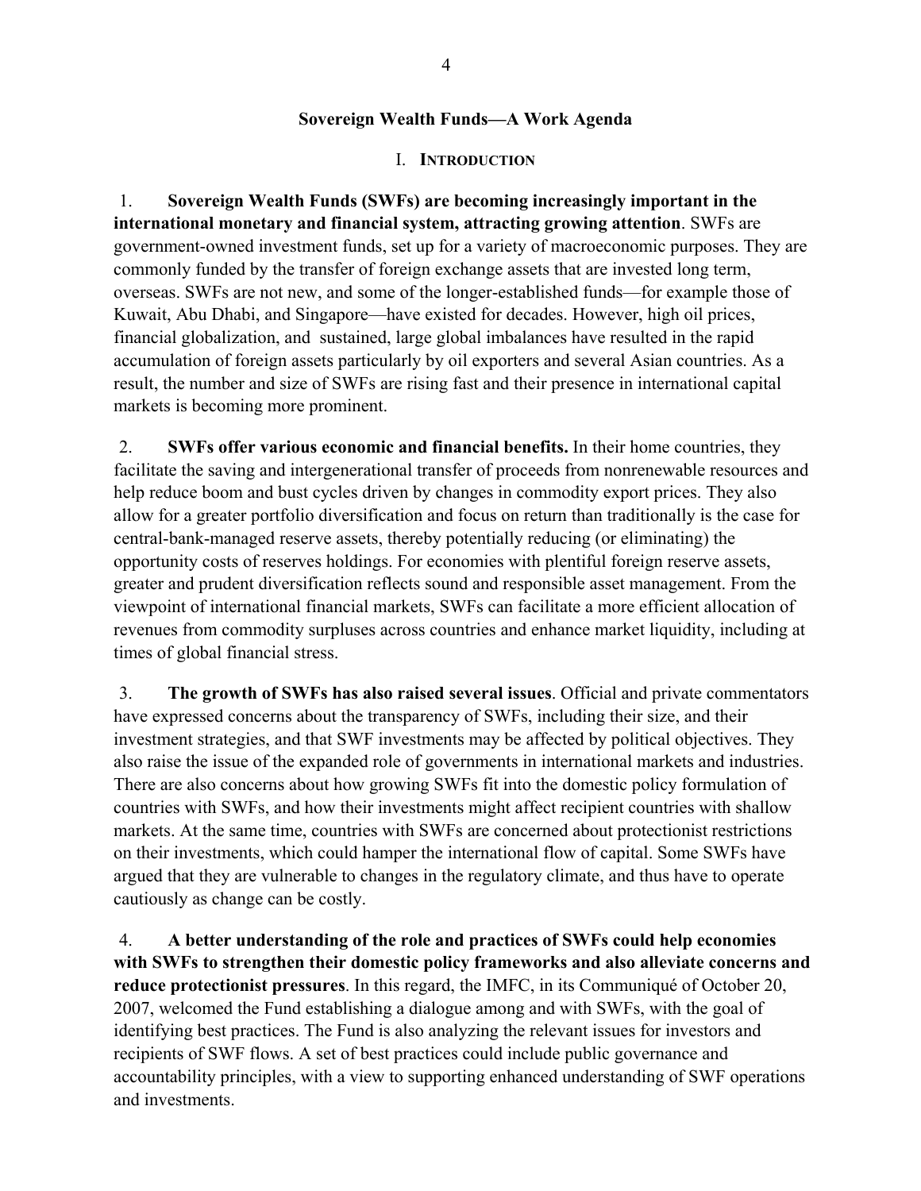# Sovereign Wealth Funds—A Work Agenda

## I. Introduction

1. **Sovereign Wealth Funds (SWFs) are becoming increasingly important in the international monetary and financial system, attracting growing attention**. SWFs are government-owned investment funds, set up for a variety of macroeconomic purposes. They are commonly funded by the transfer of foreign exchange assets that are invested long term, overseas. SWFs are not new, and some of the longer-established funds—for example those of Kuwait, Abu Dhabi, and Singapore—have existed for decades. However, high oil prices, financial globalization, and sustained, large global imbalances have resulted in the rapid accumulation of foreign assets particularly by oil exporters and several Asian countries. As a result, the number and size of SWFs are rising fast and their presence in international capital markets is becoming more prominent.

2. **SWFs offer various economic and financial benefits.** In their home countries, they facilitate the saving and intergenerational transfer of proceeds from nonrenewable resources and help reduce boom and bust cycles driven by changes in commodity export prices. They also allow for a greater portfolio diversification and focus on return than traditionally is the case for central-bank-managed reserve assets, thereby potentially reducing (or eliminating) the opportunity costs of reserves holdings. For economies with plentiful foreign reserve assets, greater and prudent diversification reflects sound and responsible asset management. From the viewpoint of international financial markets, SWFs can facilitate a more efficient allocation of revenues from commodity surpluses across countries and enhance market liquidity, including at times of global financial stress.

3. **The growth of SWFs has also raised several issues**. Official and private commentators have expressed concerns about the transparency of SWFs, including their size, and their investment strategies, and that SWF investments may be affected by political objectives. They also raise the issue of the expanded role of governments in international markets and industries. There are also concerns about how growing SWFs fit into the domestic policy formulation of countries with SWFs, and how their investments might affect recipient countries with shallow markets. At the same time, countries with SWFs are concerned about protectionist restrictions on their investments, which could hamper the international flow of capital. Some SWFs have argued that they are vulnerable to changes in the regulatory climate, and thus have to operate cautiously as change can be costly.

4. **A better understanding of the role and practices of SWFs could help economies with SWFs to strengthen their domestic policy frameworks and also alleviate concerns and reduce protectionist pressures**. In this regard, the IMFC, in its Communiqué of October 20, 2007, welcomed the Fund establishing a dialogue among and with SWFs, with the goal of identifying best practices. The Fund is also analyzing the relevant issues for investors and recipients of SWF flows. A set of best practices could include public governance and accountability principles, with a view to supporting enhanced understanding of SWF operations and investments.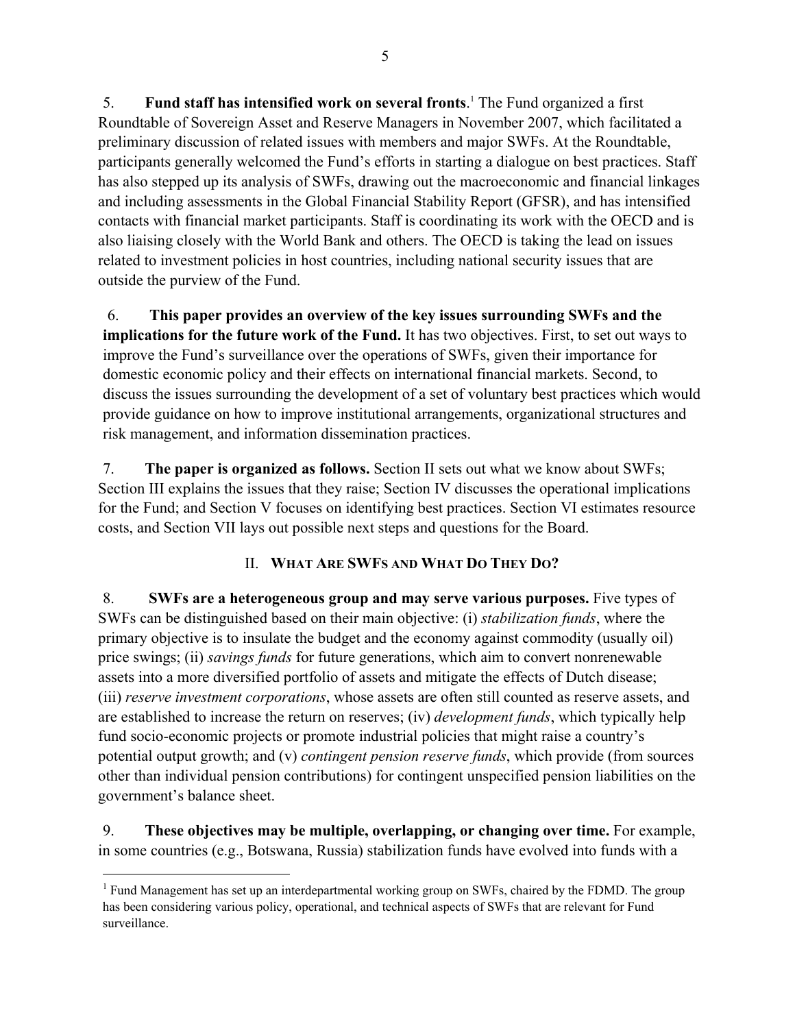5. **Fund staff has intensified work on several fronts**.[1] The Fund organized a first Roundtable of Sovereign Asset and Reserve Managers in November 2007, which facilitated a preliminary discussion of related issues with members and major SWFs. At the Roundtable, participants generally welcomed the Fund's efforts in starting a dialogue on best practices. Staff has also stepped up its analysis of SWFs, drawing out the macroeconomic and financial linkages and including assessments in the Global Financial Stability Report (GFSR), and has intensified contacts with financial market participants. Staff is coordinating its work with the OECD and is also liaising closely with the World Bank and others. The OECD is taking the lead on issues related to investment policies in host countries, including national security issues that are outside the purview of the Fund.

6. **This paper provides an overview of the key issues surrounding SWFs and the implications for the future work of the Fund.** It has two objectives. First, to set out ways to improve the Fund's surveillance over the operations of SWFs, given their importance for domestic economic policy and their effects on international financial markets. Second, to discuss the issues surrounding the development of a set of voluntary best practices which would provide guidance on how to improve institutional arrangements, organizational structures and risk management, and information dissemination practices.

7. **The paper is organized as follows.** Section II sets out what we know about SWFs; Section III explains the issues that they raise; Section IV discusses the operational implications for the Fund; and Section V focuses on identifying best practices. Section VI estimates resource costs, and Section VII lays out possible next steps and questions for the Board.

## II. What Are SWFs and What Do They Do?

8. **SWFs are a heterogeneous group and may serve various purposes.** Five types of SWFs can be distinguished based on their main objective: (i) *stabilization funds*, where the primary objective is to insulate the budget and the economy against commodity (usually oil) price swings; (ii) *savings funds* for future generations, which aim to convert nonrenewable assets into a more diversified portfolio of assets and mitigate the effects of Dutch disease; (iii) *reserve investment corporations*, whose assets are often still counted as reserve assets, and are established to increase the return on reserves; (iv) *development funds*, which typically help fund socio-economic projects or promote industrial policies that might raise a country's potential output growth; and (v) *contingent pension reserve funds*, which provide (from sources other than individual pension contributions) for contingent unspecified pension liabilities on the government's balance sheet.

9. **These objectives may be multiple, overlapping, or changing over time.** For example, in some countries (e.g., Botswana, Russia) stabilization funds have evolved into funds with a

[1] Fund Management has set up an interdepartmental working group on SWFs, chaired by the FDMD. The group has been considering various policy, operational, and technical aspects of SWFs that are relevant for Fund surveillance.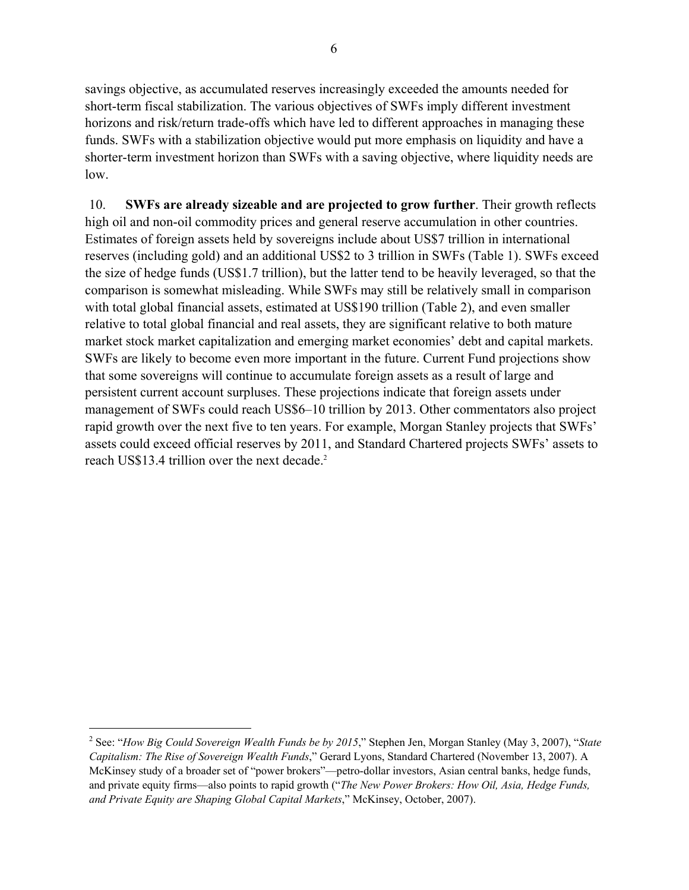savings objective, as accumulated reserves increasingly exceeded the amounts needed for short-term fiscal stabilization. The various objectives of SWFs imply different investment horizons and risk/return trade-offs which have led to different approaches in managing these funds. SWFs with a stabilization objective would put more emphasis on liquidity and have a shorter-term investment horizon than SWFs with a saving objective, where liquidity needs are low.

10. **SWFs are already sizeable and are projected to grow further**. Their growth reflects high oil and non-oil commodity prices and general reserve accumulation in other countries. Estimates of foreign assets held by sovereigns include about US$7 trillion in international reserves (including gold) and an additional US$2 to 3 trillion in SWFs (Table 1). SWFs exceed the size of hedge funds (US$1.7 trillion), but the latter tend to be heavily leveraged, so that the comparison is somewhat misleading. While SWFs may still be relatively small in comparison with total global financial assets, estimated at US$190 trillion (Table 2), and even smaller relative to total global financial and real assets, they are significant relative to both mature market stock market capitalization and emerging market economies' debt and capital markets. SWFs are likely to become even more important in the future. Current Fund projections show that some sovereigns will continue to accumulate foreign assets as a result of large and persistent current account surpluses. These projections indicate that foreign assets under management of SWFs could reach US$6–10 trillion by 2013. Other commentators also project rapid growth over the next five to ten years. For example, Morgan Stanley projects that SWFs' assets could exceed official reserves by 2011, and Standard Chartered projects SWFs' assets to reach US$13.4 trillion over the next decade.[2]

---

[2] See: "*How Big Could Sovereign Wealth Funds be by 2015*," Stephen Jen, Morgan Stanley (May 3, 2007), "*State Capitalism: The Rise of Sovereign Wealth Funds*," Gerard Lyons, Standard Chartered (November 13, 2007). A McKinsey study of a broader set of "power brokers"—petro-dollar investors, Asian central banks, hedge funds, and private equity firms—also points to rapid growth ("*The New Power Brokers: How Oil, Asia, Hedge Funds, and Private Equity are Shaping Global Capital Markets*," McKinsey, October, 2007).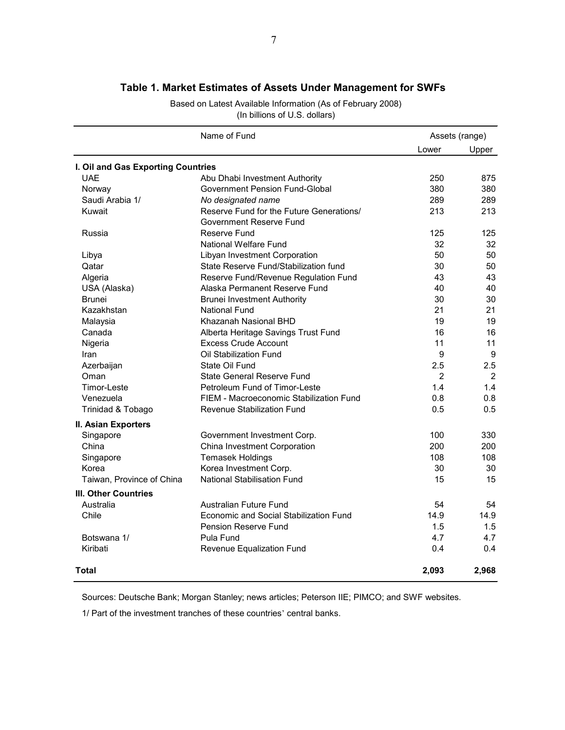## Table 1. Market Estimates of Assets Under Management for SWFs

Based on Latest Available Information (As of February 2008)
(In billions of U.S. dollars)

| | Name of Fund | Assets (range) | |
|---|---|---|---|
| | | Lower | Upper |
| **I. Oil and Gas Exporting Countries** | | | |
| UAE | Abu Dhabi Investment Authority | 250 | 875 |
| Norway | Government Pension Fund-Global | 380 | 380 |
| Saudi Arabia 1/ | *No designated name* | 289 | 289 |
| Kuwait | Reserve Fund for the Future Generations/ Government Reserve Fund | 213 | 213 |
| Russia | Reserve Fund | 125 | 125 |
| | National Welfare Fund | 32 | 32 |
| Libya | Libyan Investment Corporation | 50 | 50 |
| Qatar | State Reserve Fund/Stabilization fund | 30 | 50 |
| Algeria | Reserve Fund/Revenue Regulation Fund | 43 | 43 |
| USA (Alaska) | Alaska Permanent Reserve Fund | 40 | 40 |
| Brunei | Brunei Investment Authority | 30 | 30 |
| Kazakhstan | National Fund | 21 | 21 |
| Malaysia | Khazanah Nasional BHD | 19 | 19 |
| Canada | Alberta Heritage Savings Trust Fund | 16 | 16 |
| Nigeria | Excess Crude Account | 11 | 11 |
| Iran | Oil Stabilization Fund | 9 | 9 |
| Azerbaijan | State Oil Fund | 2.5 | 2.5 |
| Oman | State General Reserve Fund | 2 | 2 |
| Timor-Leste | Petroleum Fund of Timor-Leste | 1.4 | 1.4 |
| Venezuela | FIEM - Macroeconomic Stabilization Fund | 0.8 | 0.8 |
| Trinidad & Tobago | Revenue Stabilization Fund | 0.5 | 0.5 |
| **II. Asian Exporters** | | | |
| Singapore | Government Investment Corp. | 100 | 330 |
| China | China Investment Corporation | 200 | 200 |
| Singapore | Temasek Holdings | 108 | 108 |
| Korea | Korea Investment Corp. | 30 | 30 |
| Taiwan, Province of China | National Stabilisation Fund | 15 | 15 |
| **III. Other Countries** | | | |
| Australia | Australian Future Fund | 54 | 54 |
| Chile | Economic and Social Stabilization Fund | 14.9 | 14.9 |
| | Pension Reserve Fund | 1.5 | 1.5 |
| Botswana 1/ | Pula Fund | 4.7 | 4.7 |
| Kiribati | Revenue Equalization Fund | 0.4 | 0.4 |
| **Total** | | **2,093** | **2,968** |

Sources: Deutsche Bank; Morgan Stanley; news articles; Peterson IIE; PIMCO; and SWF websites.

1/ Part of the investment tranches of these countries' central banks.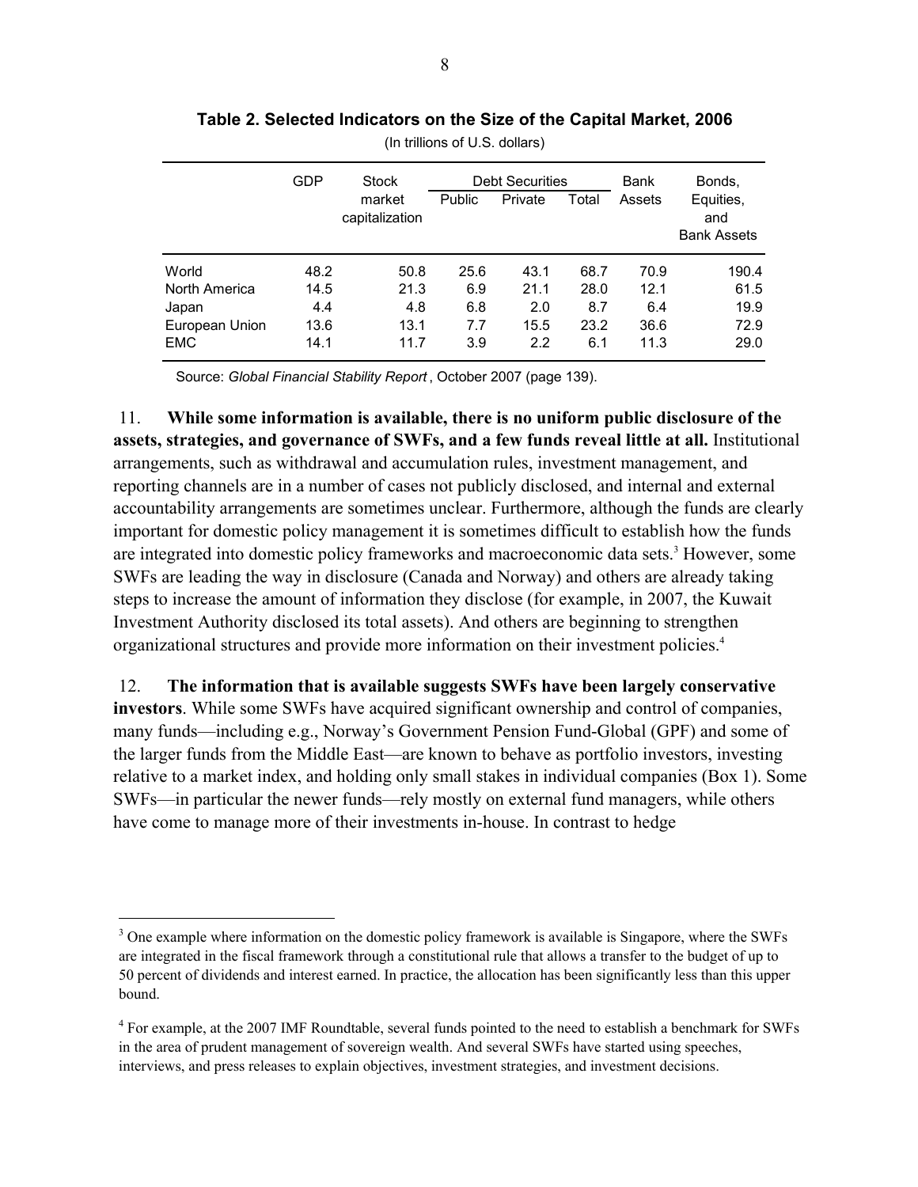**Table 2. Selected Indicators on the Size of the Capital Market, 2006**

(In trillions of U.S. dollars)

| | GDP | Stock market capitalization | Debt Securities | | | Bank Assets | Bonds, Equities, and Bank Assets |
|---|---|---|---|---|---|---|---|
| | | | Public | Private | Total | | |
| World | 48.2 | 50.8 | 25.6 | 43.1 | 68.7 | 70.9 | 190.4 |
| North America | 14.5 | 21.3 | 6.9 | 21.1 | 28.0 | 12.1 | 61.5 |
| Japan | 4.4 | 4.8 | 6.8 | 2.0 | 8.7 | 6.4 | 19.9 |
| European Union | 13.6 | 13.1 | 7.7 | 15.5 | 23.2 | 36.6 | 72.9 |
| EMC | 14.1 | 11.7 | 3.9 | 2.2 | 6.1 | 11.3 | 29.0 |

Source: *Global Financial Stability Report*, October 2007 (page 139).

11. **While some information is available, there is no uniform public disclosure of the assets, strategies, and governance of SWFs, and a few funds reveal little at all.** Institutional arrangements, such as withdrawal and accumulation rules, investment management, and reporting channels are in a number of cases not publicly disclosed, and internal and external accountability arrangements are sometimes unclear. Furthermore, although the funds are clearly important for domestic policy management it is sometimes difficult to establish how the funds are integrated into domestic policy frameworks and macroeconomic data sets.[3] However, some SWFs are leading the way in disclosure (Canada and Norway) and others are already taking steps to increase the amount of information they disclose (for example, in 2007, the Kuwait Investment Authority disclosed its total assets). And others are beginning to strengthen organizational structures and provide more information on their investment policies.[4]

12. **The information that is available suggests SWFs have been largely conservative investors**. While some SWFs have acquired significant ownership and control of companies, many funds—including e.g., Norway's Government Pension Fund-Global (GPF) and some of the larger funds from the Middle East—are known to behave as portfolio investors, investing relative to a market index, and holding only small stakes in individual companies (Box 1). Some SWFs—in particular the newer funds—rely mostly on external fund managers, while others have come to manage more of their investments in-house. In contrast to hedge

[3] One example where information on the domestic policy framework is available is Singapore, where the SWFs are integrated in the fiscal framework through a constitutional rule that allows a transfer to the budget of up to 50 percent of dividends and interest earned. In practice, the allocation has been significantly less than this upper bound.

[4] For example, at the 2007 IMF Roundtable, several funds pointed to the need to establish a benchmark for SWFs in the area of prudent management of sovereign wealth. And several SWFs have started using speeches, interviews, and press releases to explain objectives, investment strategies, and investment decisions.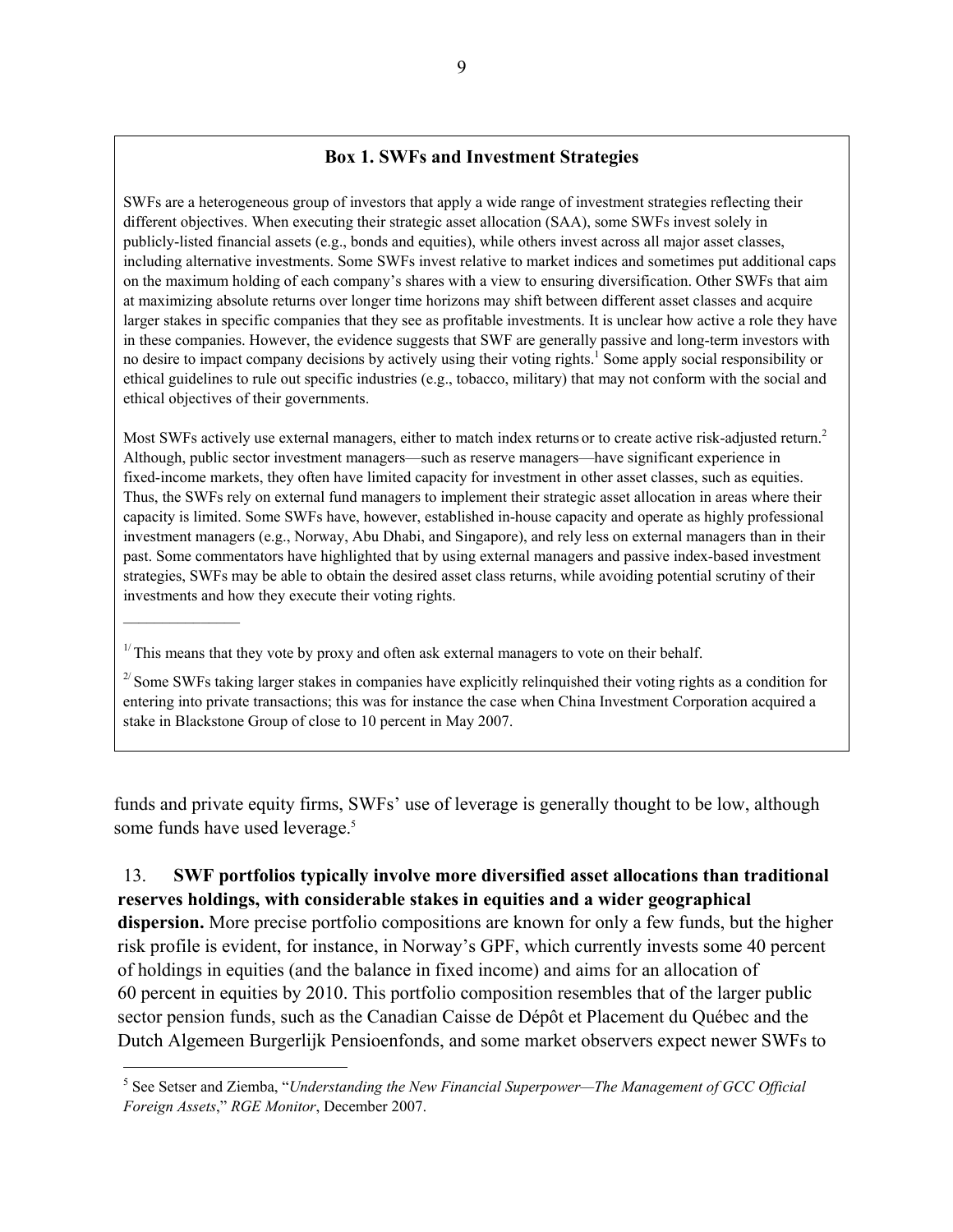**Box 1. SWFs and Investment Strategies**

SWFs are a heterogeneous group of investors that apply a wide range of investment strategies reflecting their different objectives. When executing their strategic asset allocation (SAA), some SWFs invest solely in publicly-listed financial assets (e.g., bonds and equities), while others invest across all major asset classes, including alternative investments. Some SWFs invest relative to market indices and sometimes put additional caps on the maximum holding of each company's shares with a view to ensuring diversification. Other SWFs that aim at maximizing absolute returns over longer time horizons may shift between different asset classes and acquire larger stakes in specific companies that they see as profitable investments. It is unclear how active a role they have in these companies. However, the evidence suggests that SWF are generally passive and long-term investors with no desire to impact company decisions by actively using their voting rights.[1] Some apply social responsibility or ethical guidelines to rule out specific industries (e.g., tobacco, military) that may not conform with the social and ethical objectives of their governments.

Most SWFs actively use external managers, either to match index returns or to create active risk-adjusted return.[2] Although, public sector investment managers—such as reserve managers—have significant experience in fixed-income markets, they often have limited capacity for investment in other asset classes, such as equities. Thus, the SWFs rely on external fund managers to implement their strategic asset allocation in areas where their capacity is limited. Some SWFs have, however, established in-house capacity and operate as highly professional investment managers (e.g., Norway, Abu Dhabi, and Singapore), and rely less on external managers than in their past. Some commentators have highlighted that by using external managers and passive index-based investment strategies, SWFs may be able to obtain the desired asset class returns, while avoiding potential scrutiny of their investments and how they execute their voting rights.

---

[1/] This means that they vote by proxy and often ask external managers to vote on their behalf.

[2/] Some SWFs taking larger stakes in companies have explicitly relinquished their voting rights as a condition for entering into private transactions; this was for instance the case when China Investment Corporation acquired a stake in Blackstone Group of close to 10 percent in May 2007.

funds and private equity firms, SWFs' use of leverage is generally thought to be low, although some funds have used leverage.[5]

13. **SWF portfolios typically involve more diversified asset allocations than traditional reserves holdings, with considerable stakes in equities and a wider geographical dispersion.** More precise portfolio compositions are known for only a few funds, but the higher risk profile is evident, for instance, in Norway's GPF, which currently invests some 40 percent of holdings in equities (and the balance in fixed income) and aims for an allocation of 60 percent in equities by 2010. This portfolio composition resembles that of the larger public sector pension funds, such as the Canadian Caisse de Dépôt et Placement du Québec and the Dutch Algemeen Burgerlijk Pensioenfonds, and some market observers expect newer SWFs to

---

[5] See Setser and Ziemba, "*Understanding the New Financial Superpower—The Management of GCC Official Foreign Assets*," *RGE Monitor*, December 2007.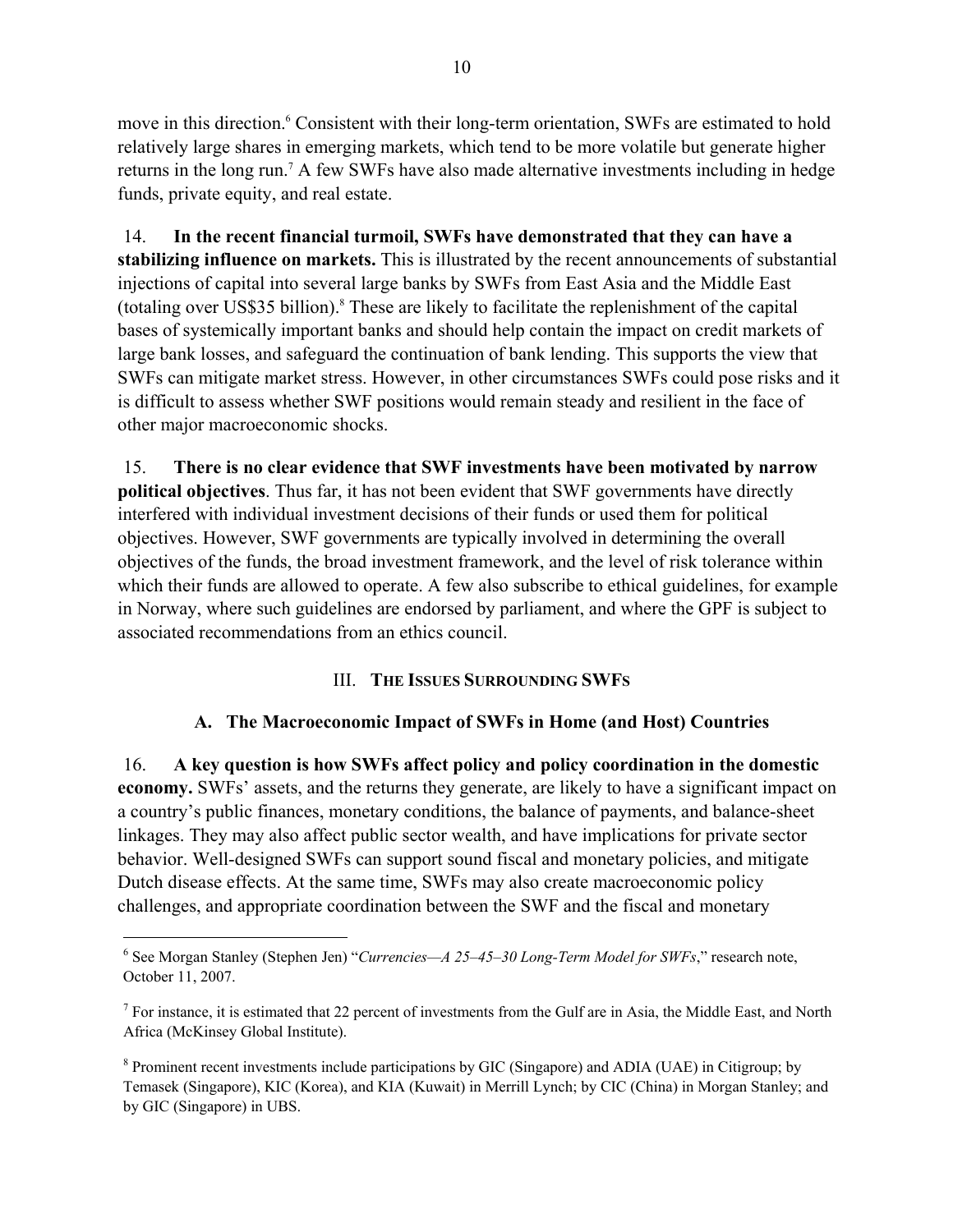move in this direction.[6] Consistent with their long-term orientation, SWFs are estimated to hold relatively large shares in emerging markets, which tend to be more volatile but generate higher returns in the long run.[7] A few SWFs have also made alternative investments including in hedge funds, private equity, and real estate.

14. **In the recent financial turmoil, SWFs have demonstrated that they can have a stabilizing influence on markets.** This is illustrated by the recent announcements of substantial injections of capital into several large banks by SWFs from East Asia and the Middle East (totaling over US$35 billion).[8] These are likely to facilitate the replenishment of the capital bases of systemically important banks and should help contain the impact on credit markets of large bank losses, and safeguard the continuation of bank lending. This supports the view that SWFs can mitigate market stress. However, in other circumstances SWFs could pose risks and it is difficult to assess whether SWF positions would remain steady and resilient in the face of other major macroeconomic shocks.

15. **There is no clear evidence that SWF investments have been motivated by narrow political objectives**. Thus far, it has not been evident that SWF governments have directly interfered with individual investment decisions of their funds or used them for political objectives. However, SWF governments are typically involved in determining the overall objectives of the funds, the broad investment framework, and the level of risk tolerance within which their funds are allowed to operate. A few also subscribe to ethical guidelines, for example in Norway, where such guidelines are endorsed by parliament, and where the GPF is subject to associated recommendations from an ethics council.

## III. THE ISSUES SURROUNDING SWFS

### A. The Macroeconomic Impact of SWFs in Home (and Host) Countries

16. **A key question is how SWFs affect policy and policy coordination in the domestic economy.** SWFs' assets, and the returns they generate, are likely to have a significant impact on a country's public finances, monetary conditions, the balance of payments, and balance-sheet linkages. They may also affect public sector wealth, and have implications for private sector behavior. Well-designed SWFs can support sound fiscal and monetary policies, and mitigate Dutch disease effects. At the same time, SWFs may also create macroeconomic policy challenges, and appropriate coordination between the SWF and the fiscal and monetary

---

[6] See Morgan Stanley (Stephen Jen) "*Currencies—A 25–45–30 Long-Term Model for SWFs*," research note, October 11, 2007.

[7] For instance, it is estimated that 22 percent of investments from the Gulf are in Asia, the Middle East, and North Africa (McKinsey Global Institute).

[8] Prominent recent investments include participations by GIC (Singapore) and ADIA (UAE) in Citigroup; by Temasek (Singapore), KIC (Korea), and KIA (Kuwait) in Merrill Lynch; by CIC (China) in Morgan Stanley; and by GIC (Singapore) in UBS.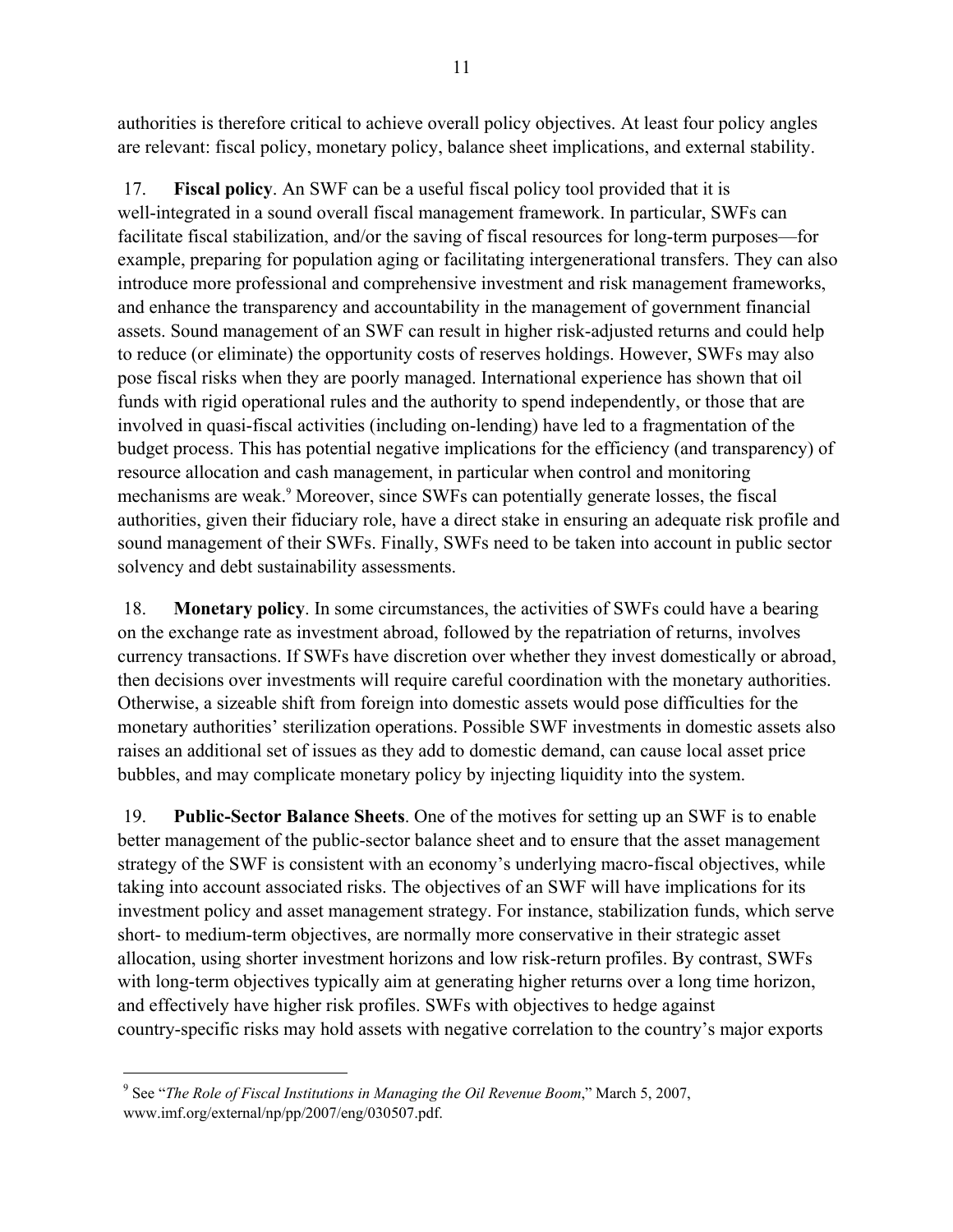authorities is therefore critical to achieve overall policy objectives. At least four policy angles are relevant: fiscal policy, monetary policy, balance sheet implications, and external stability.

17. **Fiscal policy**. An SWF can be a useful fiscal policy tool provided that it is well-integrated in a sound overall fiscal management framework. In particular, SWFs can facilitate fiscal stabilization, and/or the saving of fiscal resources for long-term purposes—for example, preparing for population aging or facilitating intergenerational transfers. They can also introduce more professional and comprehensive investment and risk management frameworks, and enhance the transparency and accountability in the management of government financial assets. Sound management of an SWF can result in higher risk-adjusted returns and could help to reduce (or eliminate) the opportunity costs of reserves holdings. However, SWFs may also pose fiscal risks when they are poorly managed. International experience has shown that oil funds with rigid operational rules and the authority to spend independently, or those that are involved in quasi-fiscal activities (including on-lending) have led to a fragmentation of the budget process. This has potential negative implications for the efficiency (and transparency) of resource allocation and cash management, in particular when control and monitoring mechanisms are weak.[9] Moreover, since SWFs can potentially generate losses, the fiscal authorities, given their fiduciary role, have a direct stake in ensuring an adequate risk profile and sound management of their SWFs. Finally, SWFs need to be taken into account in public sector solvency and debt sustainability assessments.

18. **Monetary policy**. In some circumstances, the activities of SWFs could have a bearing on the exchange rate as investment abroad, followed by the repatriation of returns, involves currency transactions. If SWFs have discretion over whether they invest domestically or abroad, then decisions over investments will require careful coordination with the monetary authorities. Otherwise, a sizeable shift from foreign into domestic assets would pose difficulties for the monetary authorities' sterilization operations. Possible SWF investments in domestic assets also raises an additional set of issues as they add to domestic demand, can cause local asset price bubbles, and may complicate monetary policy by injecting liquidity into the system.

19. **Public-Sector Balance Sheets**. One of the motives for setting up an SWF is to enable better management of the public-sector balance sheet and to ensure that the asset management strategy of the SWF is consistent with an economy's underlying macro-fiscal objectives, while taking into account associated risks. The objectives of an SWF will have implications for its investment policy and asset management strategy. For instance, stabilization funds, which serve short- to medium-term objectives, are normally more conservative in their strategic asset allocation, using shorter investment horizons and low risk-return profiles. By contrast, SWFs with long-term objectives typically aim at generating higher returns over a long time horizon, and effectively have higher risk profiles. SWFs with objectives to hedge against country-specific risks may hold assets with negative correlation to the country's major exports

---

[9] See "*The Role of Fiscal Institutions in Managing the Oil Revenue Boom*," March 5, 2007, www.imf.org/external/np/pp/2007/eng/030507.pdf.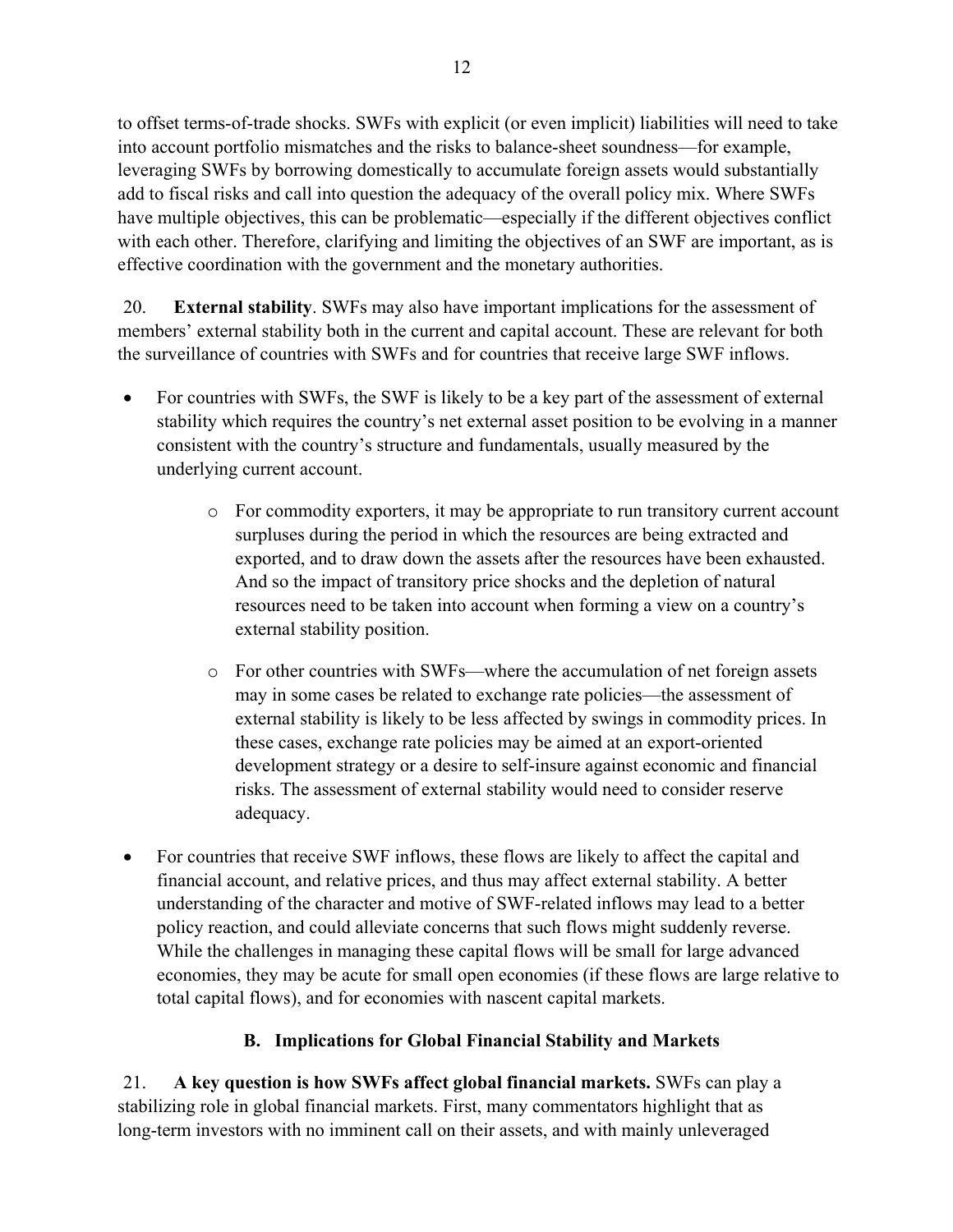to offset terms-of-trade shocks. SWFs with explicit (or even implicit) liabilities will need to take into account portfolio mismatches and the risks to balance-sheet soundness—for example, leveraging SWFs by borrowing domestically to accumulate foreign assets would substantially add to fiscal risks and call into question the adequacy of the overall policy mix. Where SWFs have multiple objectives, this can be problematic—especially if the different objectives conflict with each other. Therefore, clarifying and limiting the objectives of an SWF are important, as is effective coordination with the government and the monetary authorities.

20. **External stability**. SWFs may also have important implications for the assessment of members' external stability both in the current and capital account. These are relevant for both the surveillance of countries with SWFs and for countries that receive large SWF inflows.

- For countries with SWFs, the SWF is likely to be a key part of the assessment of external stability which requires the country's net external asset position to be evolving in a manner consistent with the country's structure and fundamentals, usually measured by the underlying current account.
    - For commodity exporters, it may be appropriate to run transitory current account surpluses during the period in which the resources are being extracted and exported, and to draw down the assets after the resources have been exhausted. And so the impact of transitory price shocks and the depletion of natural resources need to be taken into account when forming a view on a country's external stability position.
    - For other countries with SWFs—where the accumulation of net foreign assets may in some cases be related to exchange rate policies—the assessment of external stability is likely to be less affected by swings in commodity prices. In these cases, exchange rate policies may be aimed at an export-oriented development strategy or a desire to self-insure against economic and financial risks. The assessment of external stability would need to consider reserve adequacy.
- For countries that receive SWF inflows, these flows are likely to affect the capital and financial account, and relative prices, and thus may affect external stability. A better understanding of the character and motive of SWF-related inflows may lead to a better policy reaction, and could alleviate concerns that such flows might suddenly reverse. While the challenges in managing these capital flows will be small for large advanced economies, they may be acute for small open economies (if these flows are large relative to total capital flows), and for economies with nascent capital markets.

### B. Implications for Global Financial Stability and Markets

21. **A key question is how SWFs affect global financial markets.** SWFs can play a stabilizing role in global financial markets. First, many commentators highlight that as long-term investors with no imminent call on their assets, and with mainly unleveraged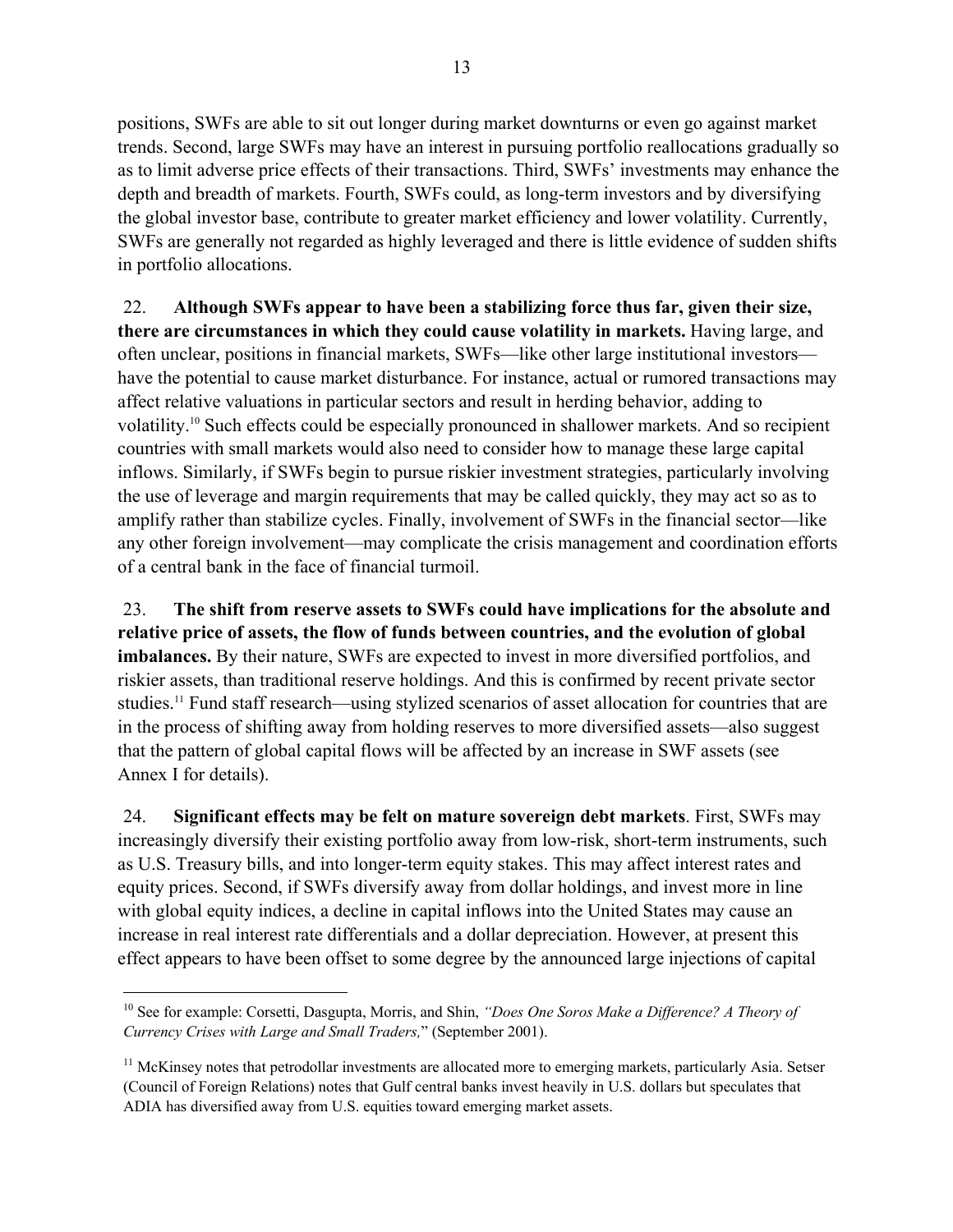positions, SWFs are able to sit out longer during market downturns or even go against market trends. Second, large SWFs may have an interest in pursuing portfolio reallocations gradually so as to limit adverse price effects of their transactions. Third, SWFs' investments may enhance the depth and breadth of markets. Fourth, SWFs could, as long-term investors and by diversifying the global investor base, contribute to greater market efficiency and lower volatility. Currently, SWFs are generally not regarded as highly leveraged and there is little evidence of sudden shifts in portfolio allocations.

22. **Although SWFs appear to have been a stabilizing force thus far, given their size, there are circumstances in which they could cause volatility in markets.** Having large, and often unclear, positions in financial markets, SWFs—like other large institutional investors—have the potential to cause market disturbance. For instance, actual or rumored transactions may affect relative valuations in particular sectors and result in herding behavior, adding to volatility.[10] Such effects could be especially pronounced in shallower markets. And so recipient countries with small markets would also need to consider how to manage these large capital inflows. Similarly, if SWFs begin to pursue riskier investment strategies, particularly involving the use of leverage and margin requirements that may be called quickly, they may act so as to amplify rather than stabilize cycles. Finally, involvement of SWFs in the financial sector—like any other foreign involvement—may complicate the crisis management and coordination efforts of a central bank in the face of financial turmoil.

23. **The shift from reserve assets to SWFs could have implications for the absolute and relative price of assets, the flow of funds between countries, and the evolution of global imbalances.** By their nature, SWFs are expected to invest in more diversified portfolios, and riskier assets, than traditional reserve holdings. And this is confirmed by recent private sector studies.[11] Fund staff research—using stylized scenarios of asset allocation for countries that are in the process of shifting away from holding reserves to more diversified assets—also suggest that the pattern of global capital flows will be affected by an increase in SWF assets (see Annex I for details).

24. **Significant effects may be felt on mature sovereign debt markets**. First, SWFs may increasingly diversify their existing portfolio away from low-risk, short-term instruments, such as U.S. Treasury bills, and into longer-term equity stakes. This may affect interest rates and equity prices. Second, if SWFs diversify away from dollar holdings, and invest more in line with global equity indices, a decline in capital inflows into the United States may cause an increase in real interest rate differentials and a dollar depreciation. However, at present this effect appears to have been offset to some degree by the announced large injections of capital

[10] See for example: Corsetti, Dasgupta, Morris, and Shin, *"Does One Soros Make a Difference? A Theory of Currency Crises with Large and Small Traders,"* (September 2001).

[11] McKinsey notes that petrodollar investments are allocated more to emerging markets, particularly Asia. Setser (Council of Foreign Relations) notes that Gulf central banks invest heavily in U.S. dollars but speculates that ADIA has diversified away from U.S. equities toward emerging market assets.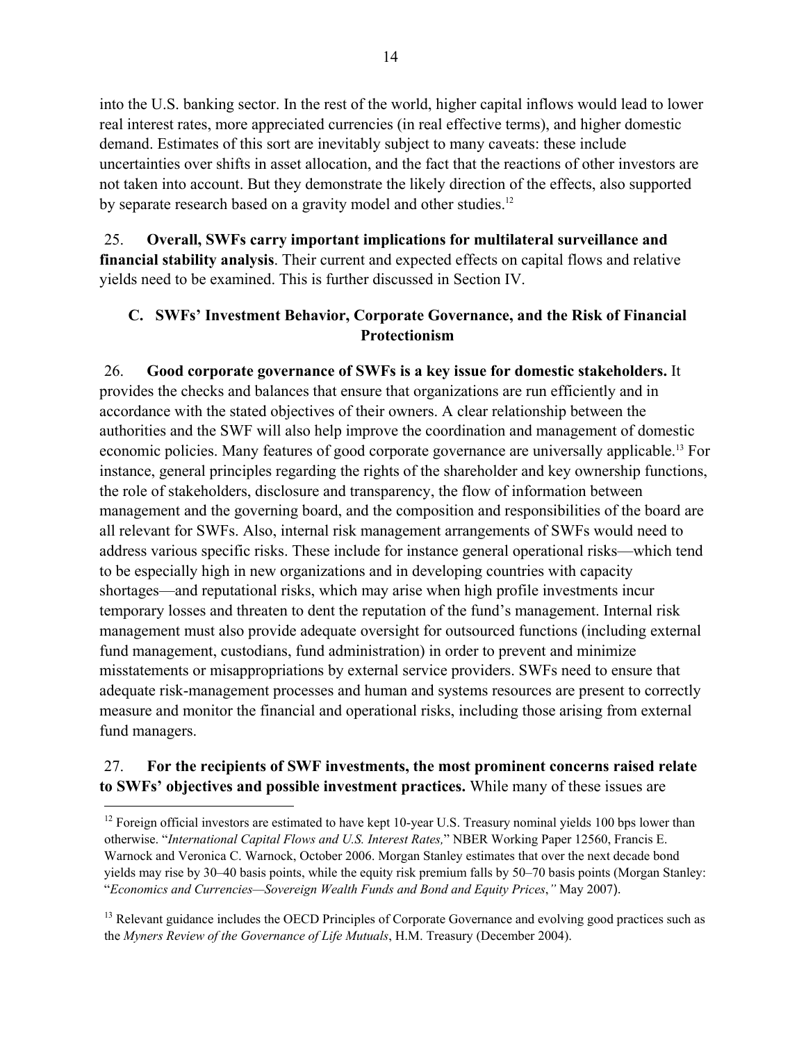into the U.S. banking sector. In the rest of the world, higher capital inflows would lead to lower real interest rates, more appreciated currencies (in real effective terms), and higher domestic demand. Estimates of this sort are inevitably subject to many caveats: these include uncertainties over shifts in asset allocation, and the fact that the reactions of other investors are not taken into account. But they demonstrate the likely direction of the effects, also supported by separate research based on a gravity model and other studies.[12]

25. **Overall, SWFs carry important implications for multilateral surveillance and financial stability analysis**. Their current and expected effects on capital flows and relative yields need to be examined. This is further discussed in Section IV.

### C. SWFs' Investment Behavior, Corporate Governance, and the Risk of Financial Protectionism

26. **Good corporate governance of SWFs is a key issue for domestic stakeholders.** It provides the checks and balances that ensure that organizations are run efficiently and in accordance with the stated objectives of their owners. A clear relationship between the authorities and the SWF will also help improve the coordination and management of domestic economic policies. Many features of good corporate governance are universally applicable.[13] For instance, general principles regarding the rights of the shareholder and key ownership functions, the role of stakeholders, disclosure and transparency, the flow of information between management and the governing board, and the composition and responsibilities of the board are all relevant for SWFs. Also, internal risk management arrangements of SWFs would need to address various specific risks. These include for instance general operational risks—which tend to be especially high in new organizations and in developing countries with capacity shortages—and reputational risks, which may arise when high profile investments incur temporary losses and threaten to dent the reputation of the fund's management. Internal risk management must also provide adequate oversight for outsourced functions (including external fund management, custodians, fund administration) in order to prevent and minimize misstatements or misappropriations by external service providers. SWFs need to ensure that adequate risk-management processes and human and systems resources are present to correctly measure and monitor the financial and operational risks, including those arising from external fund managers.

27. **For the recipients of SWF investments, the most prominent concerns raised relate to SWFs' objectives and possible investment practices.** While many of these issues are

---

[12] Foreign official investors are estimated to have kept 10-year U.S. Treasury nominal yields 100 bps lower than otherwise. "*International Capital Flows and U.S. Interest Rates,*" NBER Working Paper 12560, Francis E. Warnock and Veronica C. Warnock, October 2006. Morgan Stanley estimates that over the next decade bond yields may rise by 30–40 basis points, while the equity risk premium falls by 50–70 basis points (Morgan Stanley: "*Economics and Currencies—Sovereign Wealth Funds and Bond and Equity Prices*,*"* May 2007).

[13] Relevant guidance includes the OECD Principles of Corporate Governance and evolving good practices such as the *Myners Review of the Governance of Life Mutuals*, H.M. Treasury (December 2004).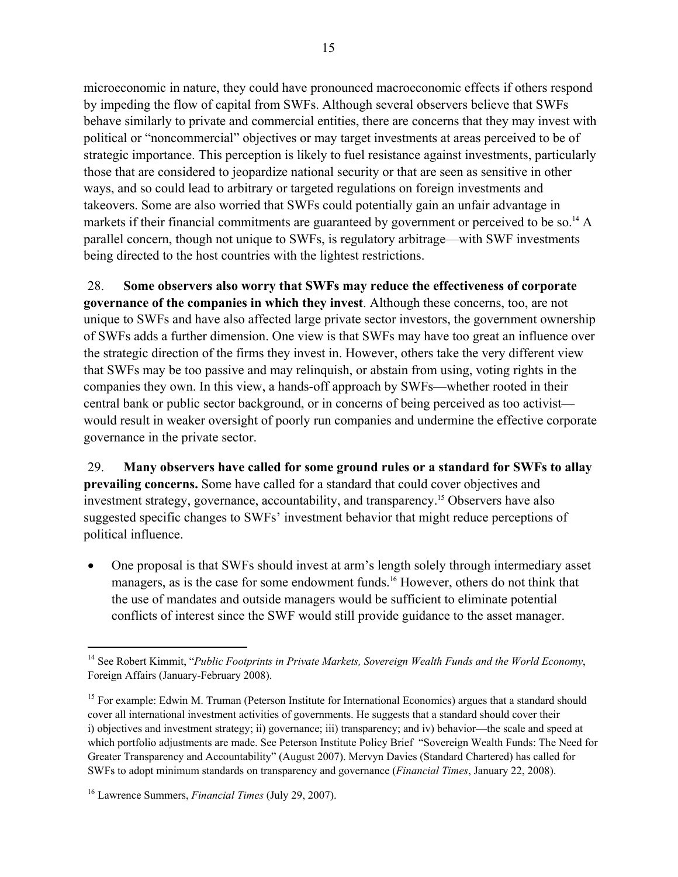microeconomic in nature, they could have pronounced macroeconomic effects if others respond by impeding the flow of capital from SWFs. Although several observers believe that SWFs behave similarly to private and commercial entities, there are concerns that they may invest with political or "noncommercial" objectives or may target investments at areas perceived to be of strategic importance. This perception is likely to fuel resistance against investments, particularly those that are considered to jeopardize national security or that are seen as sensitive in other ways, and so could lead to arbitrary or targeted regulations on foreign investments and takeovers. Some are also worried that SWFs could potentially gain an unfair advantage in markets if their financial commitments are guaranteed by government or perceived to be so.[14] A parallel concern, though not unique to SWFs, is regulatory arbitrage—with SWF investments being directed to the host countries with the lightest restrictions.

28. **Some observers also worry that SWFs may reduce the effectiveness of corporate governance of the companies in which they invest**. Although these concerns, too, are not unique to SWFs and have also affected large private sector investors, the government ownership of SWFs adds a further dimension. One view is that SWFs may have too great an influence over the strategic direction of the firms they invest in. However, others take the very different view that SWFs may be too passive and may relinquish, or abstain from using, voting rights in the companies they own. In this view, a hands-off approach by SWFs—whether rooted in their central bank or public sector background, or in concerns of being perceived as too activist—would result in weaker oversight of poorly run companies and undermine the effective corporate governance in the private sector.

29. **Many observers have called for some ground rules or a standard for SWFs to allay prevailing concerns.** Some have called for a standard that could cover objectives and investment strategy, governance, accountability, and transparency.[15] Observers have also suggested specific changes to SWFs' investment behavior that might reduce perceptions of political influence.

- One proposal is that SWFs should invest at arm's length solely through intermediary asset managers, as is the case for some endowment funds.[16] However, others do not think that the use of mandates and outside managers would be sufficient to eliminate potential conflicts of interest since the SWF would still provide guidance to the asset manager.

---

[14] See Robert Kimmit, "*Public Footprints in Private Markets, Sovereign Wealth Funds and the World Economy*, Foreign Affairs (January-February 2008).

[15] For example: Edwin M. Truman (Peterson Institute for International Economics) argues that a standard should cover all international investment activities of governments. He suggests that a standard should cover their i) objectives and investment strategy; ii) governance; iii) transparency; and iv) behavior—the scale and speed at which portfolio adjustments are made. See Peterson Institute Policy Brief "Sovereign Wealth Funds: The Need for Greater Transparency and Accountability" (August 2007). Mervyn Davies (Standard Chartered) has called for SWFs to adopt minimum standards on transparency and governance (*Financial Times*, January 22, 2008).

[16] Lawrence Summers, *Financial Times* (July 29, 2007).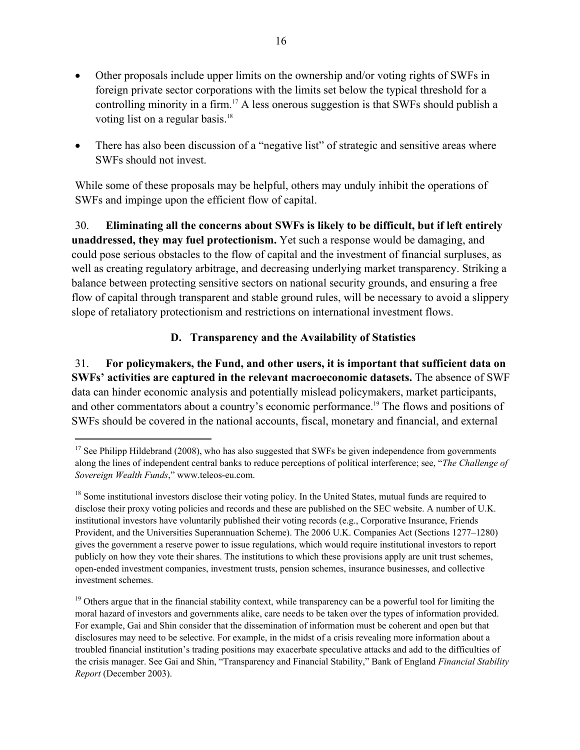- Other proposals include upper limits on the ownership and/or voting rights of SWFs in foreign private sector corporations with the limits set below the typical threshold for a controlling minority in a firm.[17] A less onerous suggestion is that SWFs should publish a voting list on a regular basis.[18]

- There has also been discussion of a "negative list" of strategic and sensitive areas where SWFs should not invest.

While some of these proposals may be helpful, others may unduly inhibit the operations of SWFs and impinge upon the efficient flow of capital.

30. **Eliminating all the concerns about SWFs is likely to be difficult, but if left entirely unaddressed, they may fuel protectionism.** Yet such a response would be damaging, and could pose serious obstacles to the flow of capital and the investment of financial surpluses, as well as creating regulatory arbitrage, and decreasing underlying market transparency. Striking a balance between protecting sensitive sectors on national security grounds, and ensuring a free flow of capital through transparent and stable ground rules, will be necessary to avoid a slippery slope of retaliatory protectionism and restrictions on international investment flows.

### D. Transparency and the Availability of Statistics

31. **For policymakers, the Fund, and other users, it is important that sufficient data on SWFs' activities are captured in the relevant macroeconomic datasets.** The absence of SWF data can hinder economic analysis and potentially mislead policymakers, market participants, and other commentators about a country's economic performance.[19] The flows and positions of SWFs should be covered in the national accounts, fiscal, monetary and financial, and external

---

[17] See Philipp Hildebrand (2008), who has also suggested that SWFs be given independence from governments along the lines of independent central banks to reduce perceptions of political interference; see, "*The Challenge of Sovereign Wealth Funds*," www.teleos-eu.com.

[18] Some institutional investors disclose their voting policy. In the United States, mutual funds are required to disclose their proxy voting policies and records and these are published on the SEC website. A number of U.K. institutional investors have voluntarily published their voting records (e.g., Corporative Insurance, Friends Provident, and the Universities Superannuation Scheme). The 2006 U.K. Companies Act (Sections 1277–1280) gives the government a reserve power to issue regulations, which would require institutional investors to report publicly on how they vote their shares. The institutions to which these provisions apply are unit trust schemes, open-ended investment companies, investment trusts, pension schemes, insurance businesses, and collective investment schemes.

[19] Others argue that in the financial stability context, while transparency can be a powerful tool for limiting the moral hazard of investors and governments alike, care needs to be taken over the types of information provided. For example, Gai and Shin consider that the dissemination of information must be coherent and open but that disclosures may need to be selective. For example, in the midst of a crisis revealing more information about a troubled financial institution's trading positions may exacerbate speculative attacks and add to the difficulties of the crisis manager. See Gai and Shin, "Transparency and Financial Stability," Bank of England *Financial Stability Report* (December 2003).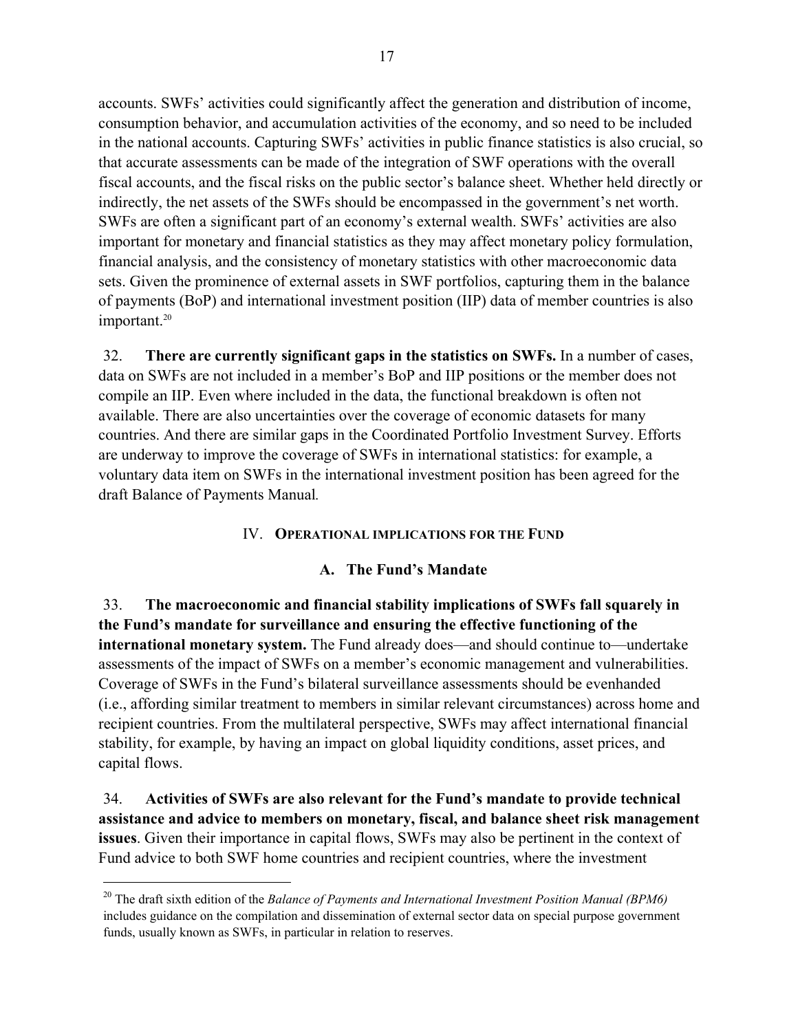accounts. SWFs' activities could significantly affect the generation and distribution of income, consumption behavior, and accumulation activities of the economy, and so need to be included in the national accounts. Capturing SWFs' activities in public finance statistics is also crucial, so that accurate assessments can be made of the integration of SWF operations with the overall fiscal accounts, and the fiscal risks on the public sector's balance sheet. Whether held directly or indirectly, the net assets of the SWFs should be encompassed in the government's net worth. SWFs are often a significant part of an economy's external wealth. SWFs' activities are also important for monetary and financial statistics as they may affect monetary policy formulation, financial analysis, and the consistency of monetary statistics with other macroeconomic data sets. Given the prominence of external assets in SWF portfolios, capturing them in the balance of payments (BoP) and international investment position (IIP) data of member countries is also important.[20]

32. **There are currently significant gaps in the statistics on SWFs.** In a number of cases, data on SWFs are not included in a member's BoP and IIP positions or the member does not compile an IIP. Even where included in the data, the functional breakdown is often not available. There are also uncertainties over the coverage of economic datasets for many countries. And there are similar gaps in the Coordinated Portfolio Investment Survey. Efforts are underway to improve the coverage of SWFs in international statistics: for example, a voluntary data item on SWFs in the international investment position has been agreed for the draft Balance of Payments Manual*.*

## IV. Operational Implications for the Fund

### A. The Fund's Mandate

33. **The macroeconomic and financial stability implications of SWFs fall squarely in the Fund's mandate for surveillance and ensuring the effective functioning of the international monetary system.** The Fund already does—and should continue to—undertake assessments of the impact of SWFs on a member's economic management and vulnerabilities. Coverage of SWFs in the Fund's bilateral surveillance assessments should be evenhanded (i.e., affording similar treatment to members in similar relevant circumstances) across home and recipient countries. From the multilateral perspective, SWFs may affect international financial stability, for example, by having an impact on global liquidity conditions, asset prices, and capital flows.

34. **Activities of SWFs are also relevant for the Fund's mandate to provide technical assistance and advice to members on monetary, fiscal, and balance sheet risk management issues**. Given their importance in capital flows, SWFs may also be pertinent in the context of Fund advice to both SWF home countries and recipient countries, where the investment

---

[20] The draft sixth edition of the *Balance of Payments and International Investment Position Manual (BPM6)* includes guidance on the compilation and dissemination of external sector data on special purpose government funds, usually known as SWFs, in particular in relation to reserves.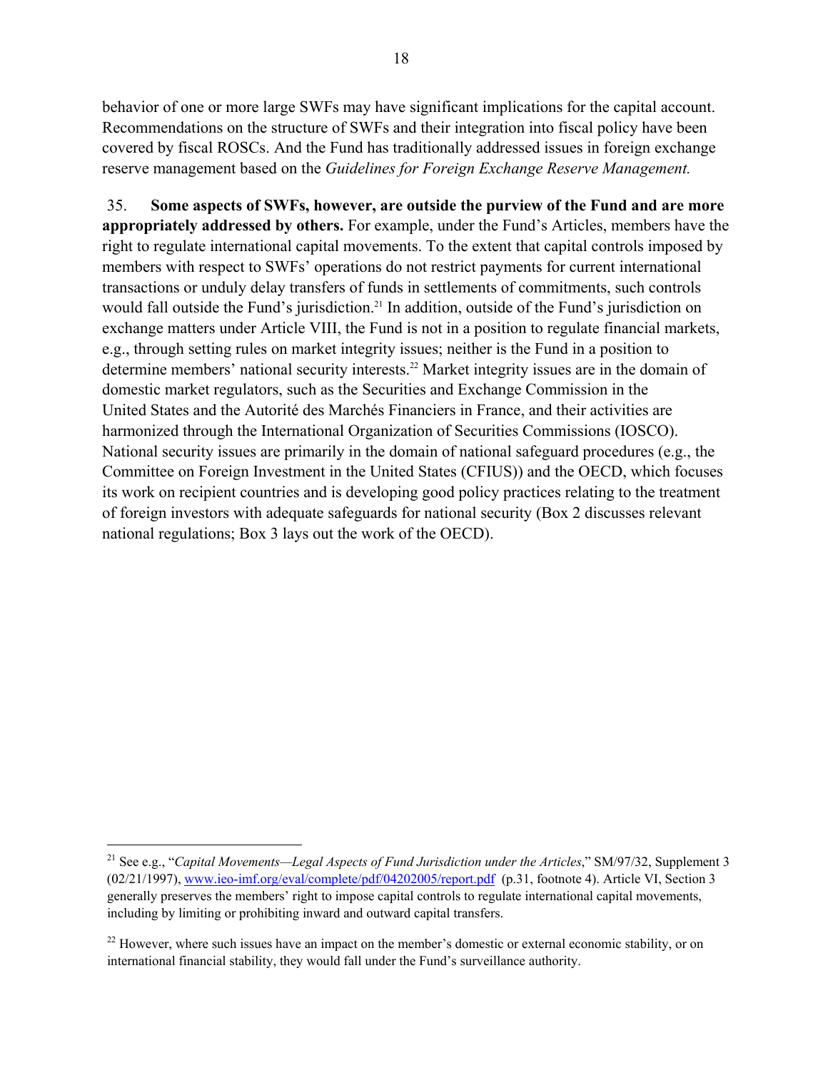behavior of one or more large SWFs may have significant implications for the capital account. Recommendations on the structure of SWFs and their integration into fiscal policy have been covered by fiscal ROSCs. And the Fund has traditionally addressed issues in foreign exchange reserve management based on the *Guidelines for Foreign Exchange Reserve Management.*

35. **Some aspects of SWFs, however, are outside the purview of the Fund and are more appropriately addressed by others.** For example, under the Fund's Articles, members have the right to regulate international capital movements. To the extent that capital controls imposed by members with respect to SWFs' operations do not restrict payments for current international transactions or unduly delay transfers of funds in settlements of commitments, such controls would fall outside the Fund's jurisdiction.[21] In addition, outside of the Fund's jurisdiction on exchange matters under Article VIII, the Fund is not in a position to regulate financial markets, e.g., through setting rules on market integrity issues; neither is the Fund in a position to determine members' national security interests.[22] Market integrity issues are in the domain of domestic market regulators, such as the Securities and Exchange Commission in the United States and the Autorité des Marchés Financiers in France, and their activities are harmonized through the International Organization of Securities Commissions (IOSCO). National security issues are primarily in the domain of national safeguard procedures (e.g., the Committee on Foreign Investment in the United States (CFIUS)) and the OECD, which focuses its work on recipient countries and is developing good policy practices relating to the treatment of foreign investors with adequate safeguards for national security (Box 2 discusses relevant national regulations; Box 3 lays out the work of the OECD).

---

[21] See e.g., "*Capital Movements—Legal Aspects of Fund Jurisdiction under the Articles*," SM/97/32, Supplement 3 (02/21/1997), www.ieo-imf.org/eval/complete/pdf/04202005/report.pdf (p.31, footnote 4). Article VI, Section 3 generally preserves the members' right to impose capital controls to regulate international capital movements, including by limiting or prohibiting inward and outward capital transfers.

[22] However, where such issues have an impact on the member's domestic or external economic stability, or on international financial stability, they would fall under the Fund's surveillance authority.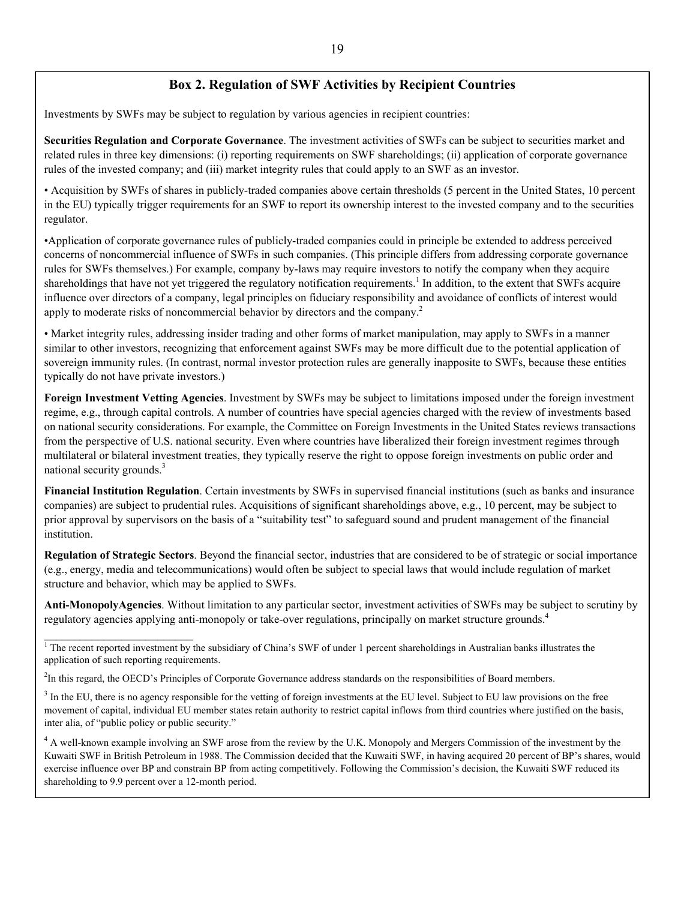## Box 2. Regulation of SWF Activities by Recipient Countries

Investments by SWFs may be subject to regulation by various agencies in recipient countries:

**Securities Regulation and Corporate Governance**. The investment activities of SWFs can be subject to securities market and related rules in three key dimensions: (i) reporting requirements on SWF shareholdings; (ii) application of corporate governance rules of the invested company; and (iii) market integrity rules that could apply to an SWF as an investor.

• Acquisition by SWFs of shares in publicly-traded companies above certain thresholds (5 percent in the United States, 10 percent in the EU) typically trigger requirements for an SWF to report its ownership interest to the invested company and to the securities regulator.

•Application of corporate governance rules of publicly-traded companies could in principle be extended to address perceived concerns of noncommercial influence of SWFs in such companies. (This principle differs from addressing corporate governance rules for SWFs themselves.) For example, company by-laws may require investors to notify the company when they acquire shareholdings that have not yet triggered the regulatory notification requirements.[1] In addition, to the extent that SWFs acquire influence over directors of a company, legal principles on fiduciary responsibility and avoidance of conflicts of interest would apply to moderate risks of noncommercial behavior by directors and the company.[2]

• Market integrity rules, addressing insider trading and other forms of market manipulation, may apply to SWFs in a manner similar to other investors, recognizing that enforcement against SWFs may be more difficult due to the potential application of sovereign immunity rules. (In contrast, normal investor protection rules are generally inapposite to SWFs, because these entities typically do not have private investors.)

**Foreign Investment Vetting Agencies**. Investment by SWFs may be subject to limitations imposed under the foreign investment regime, e.g., through capital controls. A number of countries have special agencies charged with the review of investments based on national security considerations. For example, the Committee on Foreign Investments in the United States reviews transactions from the perspective of U.S. national security. Even where countries have liberalized their foreign investment regimes through multilateral or bilateral investment treaties, they typically reserve the right to oppose foreign investments on public order and national security grounds.[3]

**Financial Institution Regulation**. Certain investments by SWFs in supervised financial institutions (such as banks and insurance companies) are subject to prudential rules. Acquisitions of significant shareholdings above, e.g., 10 percent, may be subject to prior approval by supervisors on the basis of a "suitability test" to safeguard sound and prudent management of the financial institution.

**Regulation of Strategic Sectors**. Beyond the financial sector, industries that are considered to be of strategic or social importance (e.g., energy, media and telecommunications) would often be subject to special laws that would include regulation of market structure and behavior, which may be applied to SWFs.

**Anti-MonopolyAgencies**. Without limitation to any particular sector, investment activities of SWFs may be subject to scrutiny by regulatory agencies applying anti-monopoly or take-over regulations, principally on market structure grounds.[4]

---

[1] The recent reported investment by the subsidiary of China's SWF of under 1 percent shareholdings in Australian banks illustrates the application of such reporting requirements.

[2] In this regard, the OECD's Principles of Corporate Governance address standards on the responsibilities of Board members.

[3] In the EU, there is no agency responsible for the vetting of foreign investments at the EU level. Subject to EU law provisions on the free movement of capital, individual EU member states retain authority to restrict capital inflows from third countries where justified on the basis, inter alia, of "public policy or public security."

[4] A well-known example involving an SWF arose from the review by the U.K. Monopoly and Mergers Commission of the investment by the Kuwaiti SWF in British Petroleum in 1988. The Commission decided that the Kuwaiti SWF, in having acquired 20 percent of BP's shares, would exercise influence over BP and constrain BP from acting competitively. Following the Commission's decision, the Kuwaiti SWF reduced its shareholding to 9.9 percent over a 12-month period.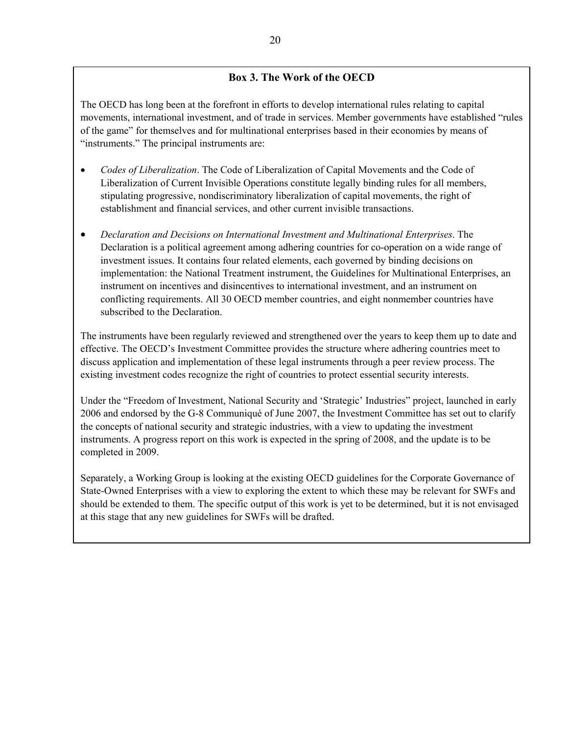### Box 3. The Work of the OECD

The OECD has long been at the forefront in efforts to develop international rules relating to capital movements, international investment, and of trade in services. Member governments have established "rules of the game" for themselves and for multinational enterprises based in their economies by means of "instruments." The principal instruments are:

- *Codes of Liberalization*. The Code of Liberalization of Capital Movements and the Code of Liberalization of Current Invisible Operations constitute legally binding rules for all members, stipulating progressive, nondiscriminatory liberalization of capital movements, the right of establishment and financial services, and other current invisible transactions.

- *Declaration and Decisions on International Investment and Multinational Enterprises*. The Declaration is a political agreement among adhering countries for co-operation on a wide range of investment issues. It contains four related elements, each governed by binding decisions on implementation: the National Treatment instrument, the Guidelines for Multinational Enterprises, an instrument on incentives and disincentives to international investment, and an instrument on conflicting requirements. All 30 OECD member countries, and eight nonmember countries have subscribed to the Declaration.

The instruments have been regularly reviewed and strengthened over the years to keep them up to date and effective. The OECD's Investment Committee provides the structure where adhering countries meet to discuss application and implementation of these legal instruments through a peer review process. The existing investment codes recognize the right of countries to protect essential security interests.

Under the "Freedom of Investment, National Security and 'Strategic' Industries" project, launched in early 2006 and endorsed by the G-8 Communiqué of June 2007, the Investment Committee has set out to clarify the concepts of national security and strategic industries, with a view to updating the investment instruments. A progress report on this work is expected in the spring of 2008, and the update is to be completed in 2009.

Separately, a Working Group is looking at the existing OECD guidelines for the Corporate Governance of State-Owned Enterprises with a view to exploring the extent to which these may be relevant for SWFs and should be extended to them. The specific output of this work is yet to be determined, but it is not envisaged at this stage that any new guidelines for SWFs will be drafted.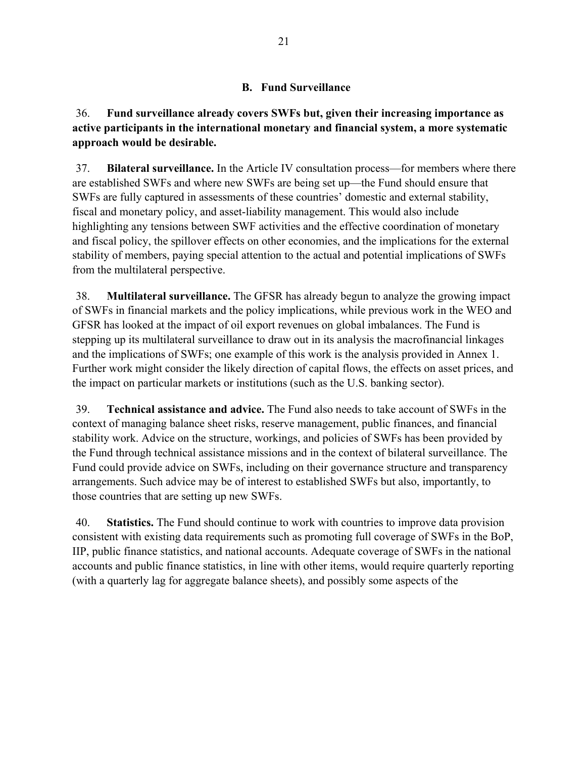### B. Fund Surveillance

36. **Fund surveillance already covers SWFs but, given their increasing importance as active participants in the international monetary and financial system, a more systematic approach would be desirable.**

37. **Bilateral surveillance.** In the Article IV consultation process—for members where there are established SWFs and where new SWFs are being set up—the Fund should ensure that SWFs are fully captured in assessments of these countries' domestic and external stability, fiscal and monetary policy, and asset-liability management. This would also include highlighting any tensions between SWF activities and the effective coordination of monetary and fiscal policy, the spillover effects on other economies, and the implications for the external stability of members, paying special attention to the actual and potential implications of SWFs from the multilateral perspective.

38. **Multilateral surveillance.** The GFSR has already begun to analyze the growing impact of SWFs in financial markets and the policy implications, while previous work in the WEO and GFSR has looked at the impact of oil export revenues on global imbalances. The Fund is stepping up its multilateral surveillance to draw out in its analysis the macrofinancial linkages and the implications of SWFs; one example of this work is the analysis provided in Annex 1. Further work might consider the likely direction of capital flows, the effects on asset prices, and the impact on particular markets or institutions (such as the U.S. banking sector).

39. **Technical assistance and advice.** The Fund also needs to take account of SWFs in the context of managing balance sheet risks, reserve management, public finances, and financial stability work. Advice on the structure, workings, and policies of SWFs has been provided by the Fund through technical assistance missions and in the context of bilateral surveillance. The Fund could provide advice on SWFs, including on their governance structure and transparency arrangements. Such advice may be of interest to established SWFs but also, importantly, to those countries that are setting up new SWFs.

40. **Statistics.** The Fund should continue to work with countries to improve data provision consistent with existing data requirements such as promoting full coverage of SWFs in the BoP, IIP, public finance statistics, and national accounts. Adequate coverage of SWFs in the national accounts and public finance statistics, in line with other items, would require quarterly reporting (with a quarterly lag for aggregate balance sheets), and possibly some aspects of the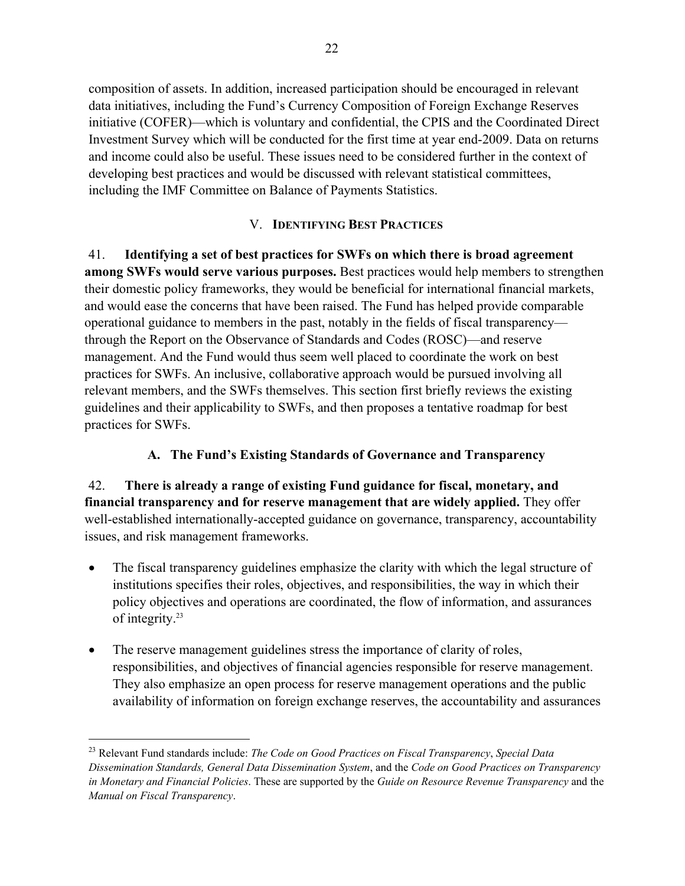composition of assets. In addition, increased participation should be encouraged in relevant data initiatives, including the Fund's Currency Composition of Foreign Exchange Reserves initiative (COFER)—which is voluntary and confidential, the CPIS and the Coordinated Direct Investment Survey which will be conducted for the first time at year end-2009. Data on returns and income could also be useful. These issues need to be considered further in the context of developing best practices and would be discussed with relevant statistical committees, including the IMF Committee on Balance of Payments Statistics.

## V. Identifying Best Practices

41. **Identifying a set of best practices for SWFs on which there is broad agreement among SWFs would serve various purposes.** Best practices would help members to strengthen their domestic policy frameworks, they would be beneficial for international financial markets, and would ease the concerns that have been raised. The Fund has helped provide comparable operational guidance to members in the past, notably in the fields of fiscal transparency—through the Report on the Observance of Standards and Codes (ROSC)—and reserve management. And the Fund would thus seem well placed to coordinate the work on best practices for SWFs. An inclusive, collaborative approach would be pursued involving all relevant members, and the SWFs themselves. This section first briefly reviews the existing guidelines and their applicability to SWFs, and then proposes a tentative roadmap for best practices for SWFs.

### A. The Fund's Existing Standards of Governance and Transparency

42. **There is already a range of existing Fund guidance for fiscal, monetary, and financial transparency and for reserve management that are widely applied.** They offer well-established internationally-accepted guidance on governance, transparency, accountability issues, and risk management frameworks.

- The fiscal transparency guidelines emphasize the clarity with which the legal structure of institutions specifies their roles, objectives, and responsibilities, the way in which their policy objectives and operations are coordinated, the flow of information, and assurances of integrity.[23]

- The reserve management guidelines stress the importance of clarity of roles, responsibilities, and objectives of financial agencies responsible for reserve management. They also emphasize an open process for reserve management operations and the public availability of information on foreign exchange reserves, the accountability and assurances

---

[23] Relevant Fund standards include: *The Code on Good Practices on Fiscal Transparency*, *Special Data Dissemination Standards, General Data Dissemination System*, and the *Code on Good Practices on Transparency in Monetary and Financial Policies*. These are supported by the *Guide on Resource Revenue Transparency* and the *Manual on Fiscal Transparency*.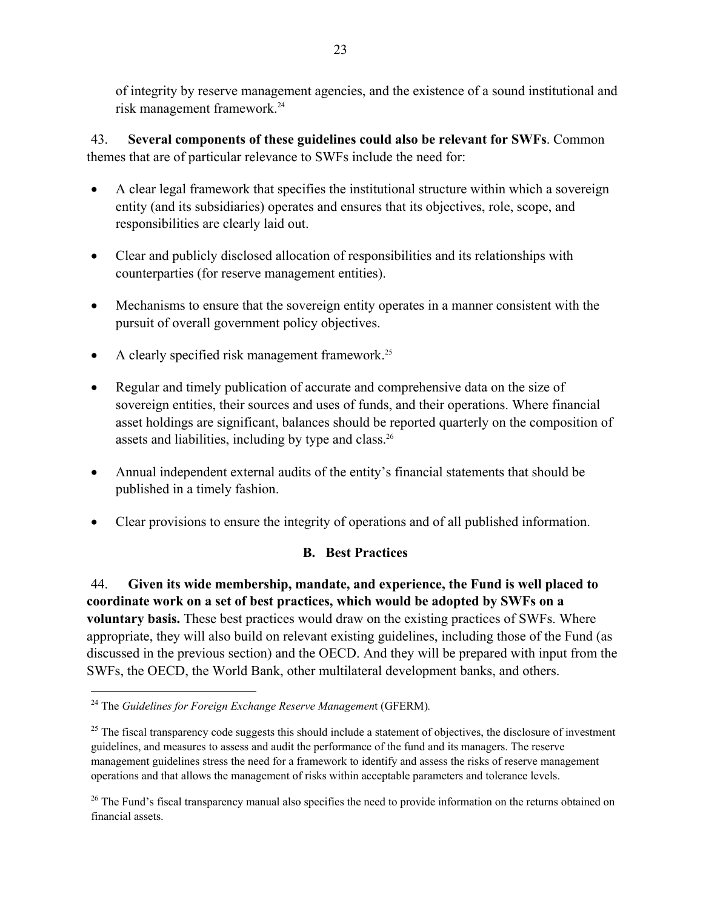of integrity by reserve management agencies, and the existence of a sound institutional and risk management framework.[24]

43. **Several components of these guidelines could also be relevant for SWFs**. Common themes that are of particular relevance to SWFs include the need for:

- A clear legal framework that specifies the institutional structure within which a sovereign entity (and its subsidiaries) operates and ensures that its objectives, role, scope, and responsibilities are clearly laid out.

- Clear and publicly disclosed allocation of responsibilities and its relationships with counterparties (for reserve management entities).

- Mechanisms to ensure that the sovereign entity operates in a manner consistent with the pursuit of overall government policy objectives.

- A clearly specified risk management framework.[25]

- Regular and timely publication of accurate and comprehensive data on the size of sovereign entities, their sources and uses of funds, and their operations. Where financial asset holdings are significant, balances should be reported quarterly on the composition of assets and liabilities, including by type and class.[26]

- Annual independent external audits of the entity's financial statements that should be published in a timely fashion.

- Clear provisions to ensure the integrity of operations and of all published information.

## B. Best Practices

44. **Given its wide membership, mandate, and experience, the Fund is well placed to coordinate work on a set of best practices, which would be adopted by SWFs on a voluntary basis.** These best practices would draw on the existing practices of SWFs. Where appropriate, they will also build on relevant existing guidelines, including those of the Fund (as discussed in the previous section) and the OECD. And they will be prepared with input from the SWFs, the OECD, the World Bank, other multilateral development banks, and others.

---

[24] The *Guidelines for Foreign Exchange Reserve Managemen*t (GFERM).

[25] The fiscal transparency code suggests this should include a statement of objectives, the disclosure of investment guidelines, and measures to assess and audit the performance of the fund and its managers. The reserve management guidelines stress the need for a framework to identify and assess the risks of reserve management operations and that allows the management of risks within acceptable parameters and tolerance levels.

[26] The Fund's fiscal transparency manual also specifies the need to provide information on the returns obtained on financial assets.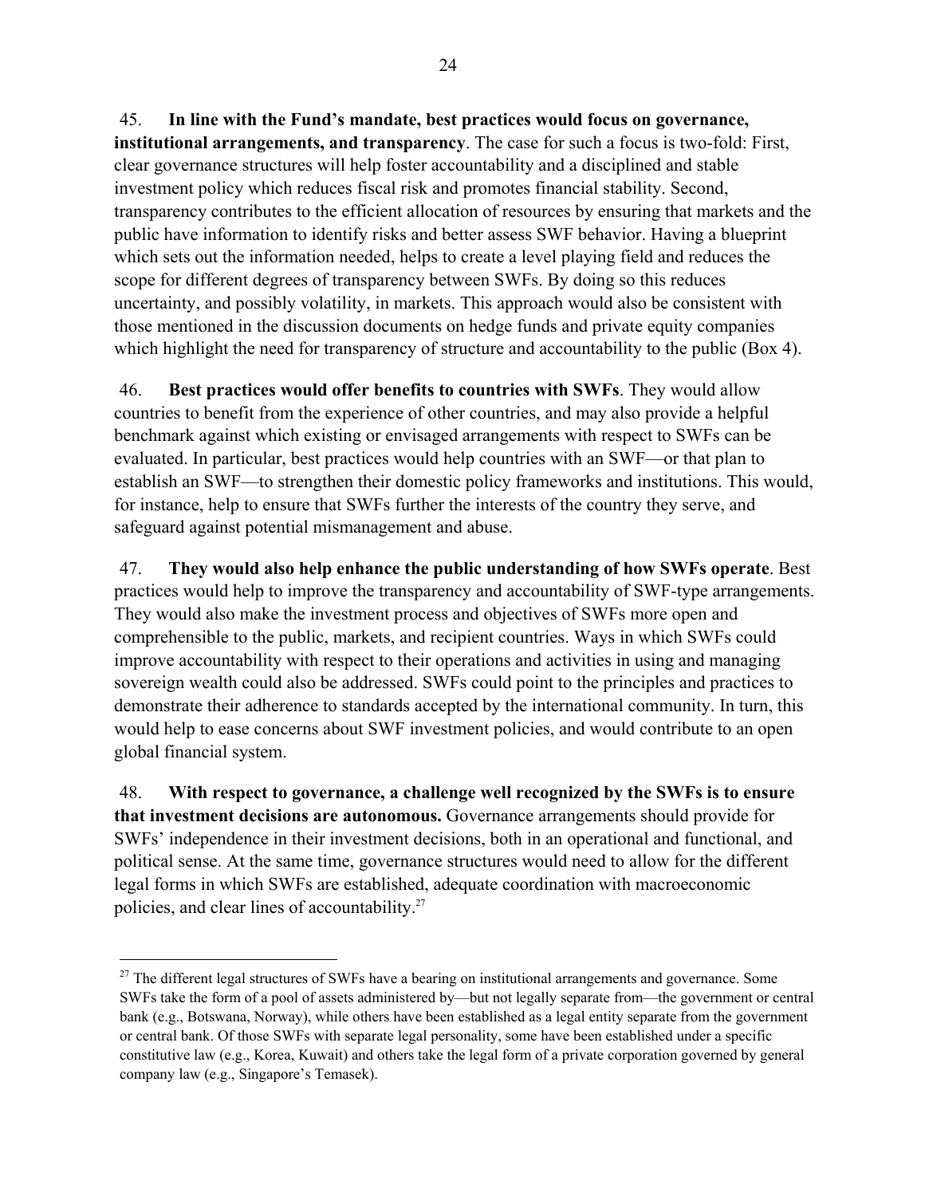45. **In line with the Fund's mandate, best practices would focus on governance, institutional arrangements, and transparency**. The case for such a focus is two-fold: First, clear governance structures will help foster accountability and a disciplined and stable investment policy which reduces fiscal risk and promotes financial stability. Second, transparency contributes to the efficient allocation of resources by ensuring that markets and the public have information to identify risks and better assess SWF behavior. Having a blueprint which sets out the information needed, helps to create a level playing field and reduces the scope for different degrees of transparency between SWFs. By doing so this reduces uncertainty, and possibly volatility, in markets. This approach would also be consistent with those mentioned in the discussion documents on hedge funds and private equity companies which highlight the need for transparency of structure and accountability to the public (Box 4).

46. **Best practices would offer benefits to countries with SWFs**. They would allow countries to benefit from the experience of other countries, and may also provide a helpful benchmark against which existing or envisaged arrangements with respect to SWFs can be evaluated. In particular, best practices would help countries with an SWF—or that plan to establish an SWF—to strengthen their domestic policy frameworks and institutions. This would, for instance, help to ensure that SWFs further the interests of the country they serve, and safeguard against potential mismanagement and abuse.

47. **They would also help enhance the public understanding of how SWFs operate**. Best practices would help to improve the transparency and accountability of SWF-type arrangements. They would also make the investment process and objectives of SWFs more open and comprehensible to the public, markets, and recipient countries. Ways in which SWFs could improve accountability with respect to their operations and activities in using and managing sovereign wealth could also be addressed. SWFs could point to the principles and practices to demonstrate their adherence to standards accepted by the international community. In turn, this would help to ease concerns about SWF investment policies, and would contribute to an open global financial system.

48. **With respect to governance, a challenge well recognized by the SWFs is to ensure that investment decisions are autonomous.** Governance arrangements should provide for SWFs' independence in their investment decisions, both in an operational and functional, and political sense. At the same time, governance structures would need to allow for the different legal forms in which SWFs are established, adequate coordination with macroeconomic policies, and clear lines of accountability.[27]

[27] The different legal structures of SWFs have a bearing on institutional arrangements and governance. Some SWFs take the form of a pool of assets administered by—but not legally separate from—the government or central bank (e.g., Botswana, Norway), while others have been established as a legal entity separate from the government or central bank. Of those SWFs with separate legal personality, some have been established under a specific constitutive law (e.g., Korea, Kuwait) and others take the legal form of a private corporation governed by general company law (e.g., Singapore's Temasek).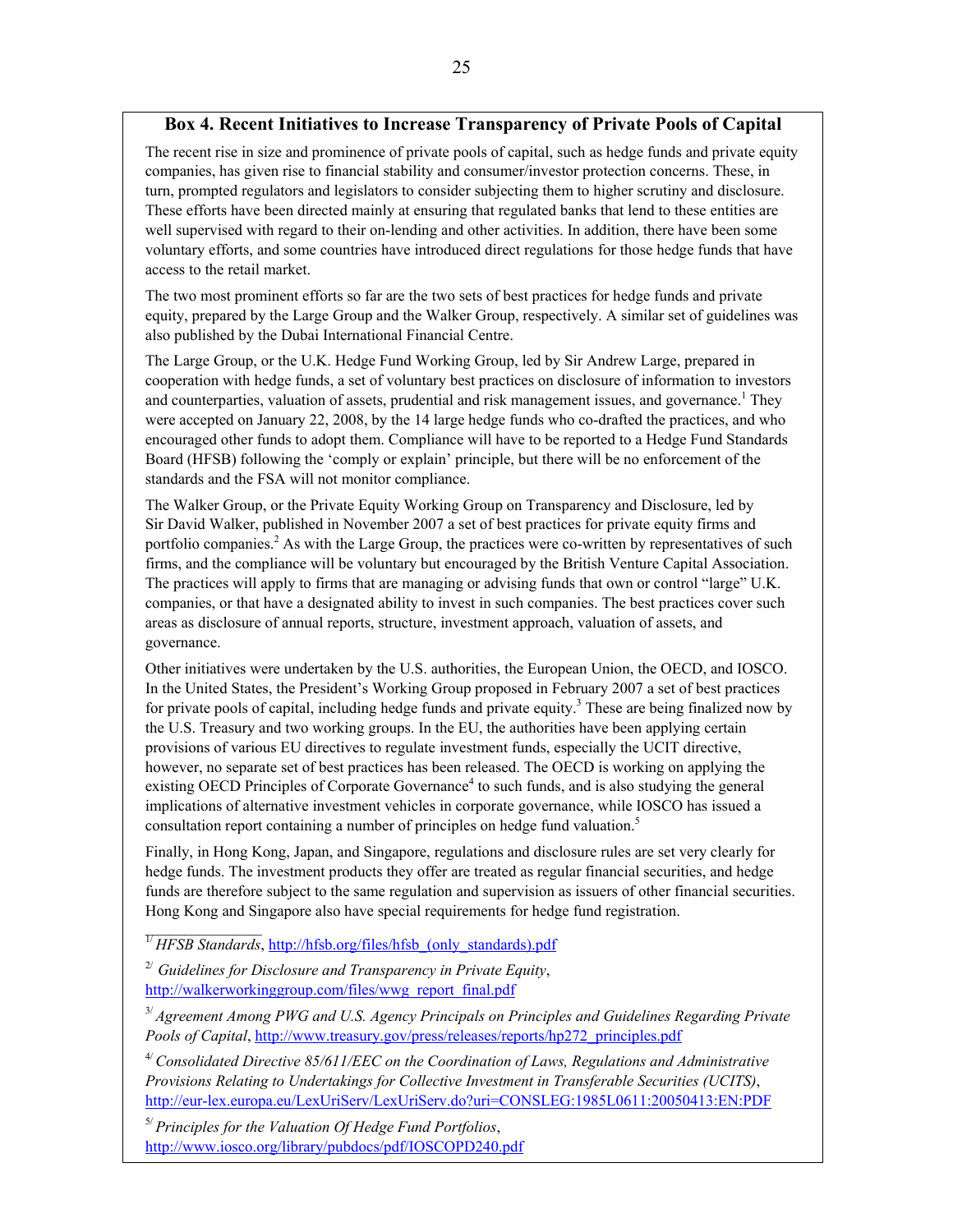### Box 4. Recent Initiatives to Increase Transparency of Private Pools of Capital

The recent rise in size and prominence of private pools of capital, such as hedge funds and private equity companies, has given rise to financial stability and consumer/investor protection concerns. These, in turn, prompted regulators and legislators to consider subjecting them to higher scrutiny and disclosure. These efforts have been directed mainly at ensuring that regulated banks that lend to these entities are well supervised with regard to their on-lending and other activities. In addition, there have been some voluntary efforts, and some countries have introduced direct regulations for those hedge funds that have access to the retail market.

The two most prominent efforts so far are the two sets of best practices for hedge funds and private equity, prepared by the Large Group and the Walker Group, respectively. A similar set of guidelines was also published by the Dubai International Financial Centre.

The Large Group, or the U.K. Hedge Fund Working Group, led by Sir Andrew Large, prepared in cooperation with hedge funds, a set of voluntary best practices on disclosure of information to investors and counterparties, valuation of assets, prudential and risk management issues, and governance.[1] They were accepted on January 22, 2008, by the 14 large hedge funds who co-drafted the practices, and who encouraged other funds to adopt them. Compliance will have to be reported to a Hedge Fund Standards Board (HFSB) following the 'comply or explain' principle, but there will be no enforcement of the standards and the FSA will not monitor compliance.

The Walker Group, or the Private Equity Working Group on Transparency and Disclosure, led by Sir David Walker, published in November 2007 a set of best practices for private equity firms and portfolio companies.[2] As with the Large Group, the practices were co-written by representatives of such firms, and the compliance will be voluntary but encouraged by the British Venture Capital Association. The practices will apply to firms that are managing or advising funds that own or control "large" U.K. companies, or that have a designated ability to invest in such companies. The best practices cover such areas as disclosure of annual reports, structure, investment approach, valuation of assets, and governance.

Other initiatives were undertaken by the U.S. authorities, the European Union, the OECD, and IOSCO. In the United States, the President's Working Group proposed in February 2007 a set of best practices for private pools of capital, including hedge funds and private equity.[3] These are being finalized now by the U.S. Treasury and two working groups. In the EU, the authorities have been applying certain provisions of various EU directives to regulate investment funds, especially the UCIT directive, however, no separate set of best practices has been released. The OECD is working on applying the existing OECD Principles of Corporate Governance[4] to such funds, and is also studying the general implications of alternative investment vehicles in corporate governance, while IOSCO has issued a consultation report containing a number of principles on hedge fund valuation.[5]

Finally, in Hong Kong, Japan, and Singapore, regulations and disclosure rules are set very clearly for hedge funds. The investment products they offer are treated as regular financial securities, and hedge funds are therefore subject to the same regulation and supervision as issuers of other financial securities. Hong Kong and Singapore also have special requirements for hedge fund registration.

---

[1/] *HFSB Standards*, http://hfsb.org/files/hfsb_(only_standards).pdf

[2/] *Guidelines for Disclosure and Transparency in Private Equity*, http://walkerworkinggroup.com/files/wwg_report_final.pdf

[3/] *Agreement Among PWG and U.S. Agency Principals on Principles and Guidelines Regarding Private Pools of Capital*, http://www.treasury.gov/press/releases/reports/hp272_principles.pdf

[4/] *Consolidated Directive 85/611/EEC on the Coordination of Laws, Regulations and Administrative Provisions Relating to Undertakings for Collective Investment in Transferable Securities (UCITS)*, http://eur-lex.europa.eu/LexUriServ/LexUriServ.do?uri=CONSLEG:1985L0611:20050413:EN:PDF

[5/] *Principles for the Valuation Of Hedge Fund Portfolios*, http://www.iosco.org/library/pubdocs/pdf/IOSCOPD240.pdf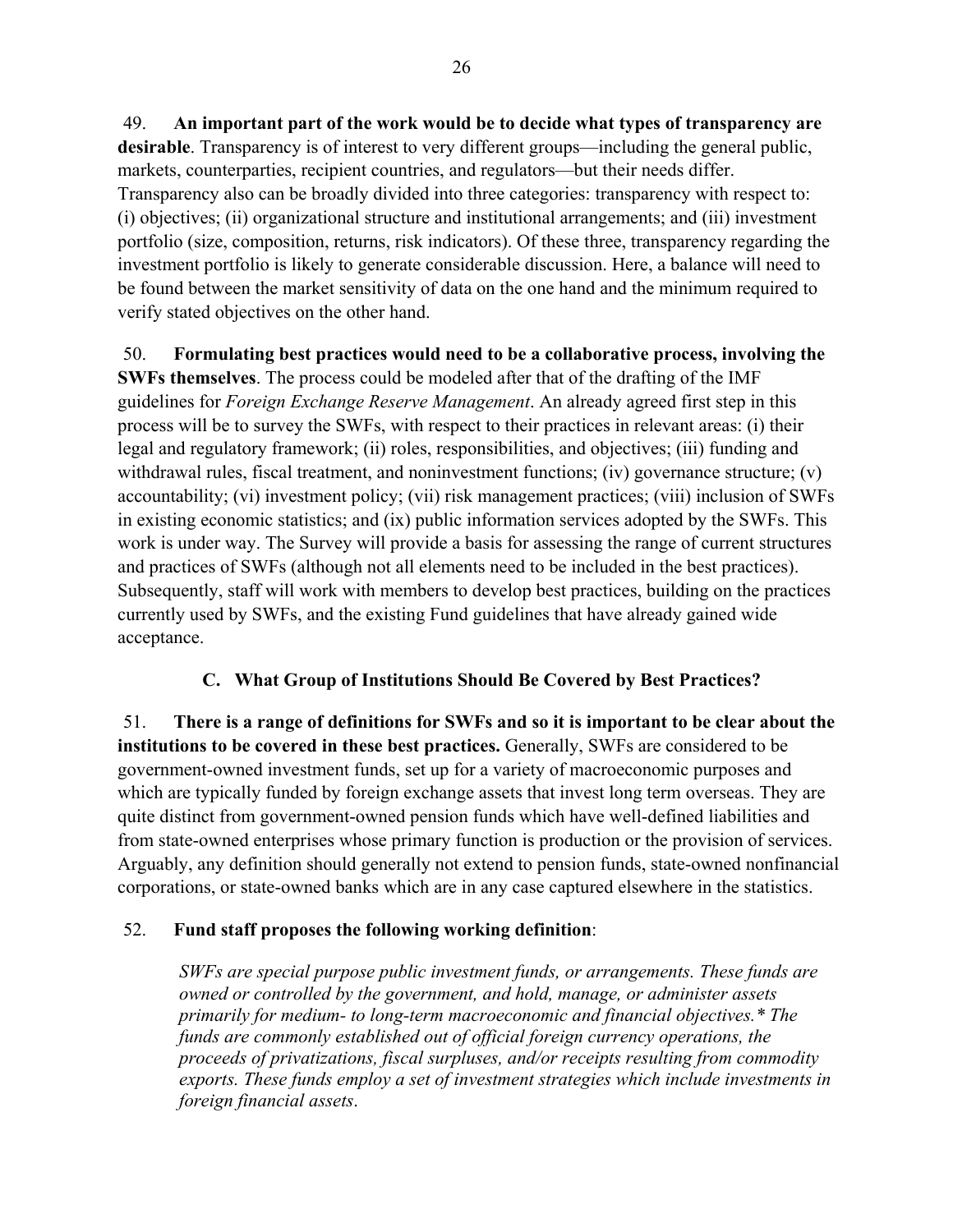49. **An important part of the work would be to decide what types of transparency are desirable**. Transparency is of interest to very different groups—including the general public, markets, counterparties, recipient countries, and regulators—but their needs differ. Transparency also can be broadly divided into three categories: transparency with respect to: (i) objectives; (ii) organizational structure and institutional arrangements; and (iii) investment portfolio (size, composition, returns, risk indicators). Of these three, transparency regarding the investment portfolio is likely to generate considerable discussion. Here, a balance will need to be found between the market sensitivity of data on the one hand and the minimum required to verify stated objectives on the other hand.

50. **Formulating best practices would need to be a collaborative process, involving the SWFs themselves**. The process could be modeled after that of the drafting of the IMF guidelines for *Foreign Exchange Reserve Management*. An already agreed first step in this process will be to survey the SWFs, with respect to their practices in relevant areas: (i) their legal and regulatory framework; (ii) roles, responsibilities, and objectives; (iii) funding and withdrawal rules, fiscal treatment, and noninvestment functions; (iv) governance structure; (v) accountability; (vi) investment policy; (vii) risk management practices; (viii) inclusion of SWFs in existing economic statistics; and (ix) public information services adopted by the SWFs. This work is under way. The Survey will provide a basis for assessing the range of current structures and practices of SWFs (although not all elements need to be included in the best practices). Subsequently, staff will work with members to develop best practices, building on the practices currently used by SWFs, and the existing Fund guidelines that have already gained wide acceptance.

### C. What Group of Institutions Should Be Covered by Best Practices?

51. **There is a range of definitions for SWFs and so it is important to be clear about the institutions to be covered in these best practices.** Generally, SWFs are considered to be government-owned investment funds, set up for a variety of macroeconomic purposes and which are typically funded by foreign exchange assets that invest long term overseas. They are quite distinct from government-owned pension funds which have well-defined liabilities and from state-owned enterprises whose primary function is production or the provision of services. Arguably, any definition should generally not extend to pension funds, state-owned nonfinancial corporations, or state-owned banks which are in any case captured elsewhere in the statistics.

52. **Fund staff proposes the following working definition**:

> *SWFs are special purpose public investment funds, or arrangements. These funds are owned or controlled by the government, and hold, manage, or administer assets primarily for medium- to long-term macroeconomic and financial objectives.\* The funds are commonly established out of official foreign currency operations, the proceeds of privatizations, fiscal surpluses, and/or receipts resulting from commodity exports. These funds employ a set of investment strategies which include investments in foreign financial assets*.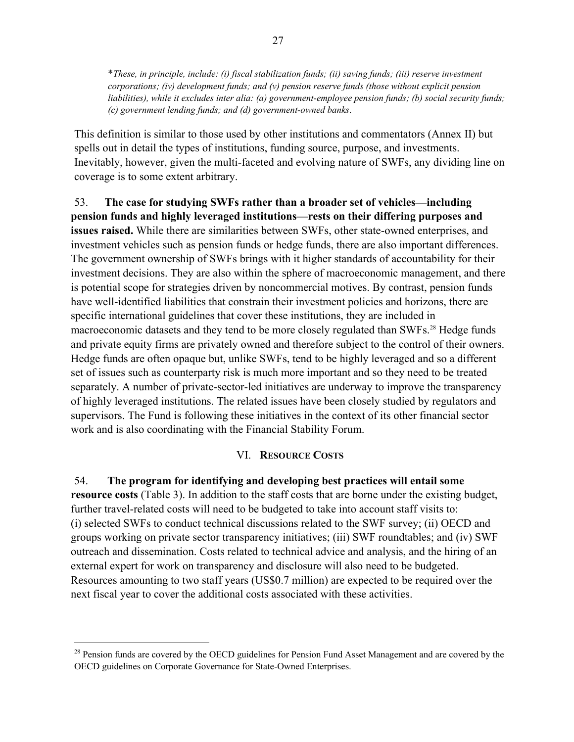*These, in principle, include: (i) fiscal stabilization funds; (ii) saving funds; (iii) reserve investment corporations; (iv) development funds; and (v) pension reserve funds (those without explicit pension liabilities), while it excludes inter alia: (a) government-employee pension funds; (b) social security funds; (c) government lending funds; and (d) government-owned banks.*

This definition is similar to those used by other institutions and commentators (Annex II) but spells out in detail the types of institutions, funding source, purpose, and investments. Inevitably, however, given the multi-faceted and evolving nature of SWFs, any dividing line on coverage is to some extent arbitrary.

53. **The case for studying SWFs rather than a broader set of vehicles—including pension funds and highly leveraged institutions—rests on their differing purposes and issues raised.** While there are similarities between SWFs, other state-owned enterprises, and investment vehicles such as pension funds or hedge funds, there are also important differences. The government ownership of SWFs brings with it higher standards of accountability for their investment decisions. They are also within the sphere of macroeconomic management, and there is potential scope for strategies driven by noncommercial motives. By contrast, pension funds have well-identified liabilities that constrain their investment policies and horizons, there are specific international guidelines that cover these institutions, they are included in macroeconomic datasets and they tend to be more closely regulated than SWFs.[28] Hedge funds and private equity firms are privately owned and therefore subject to the control of their owners. Hedge funds are often opaque but, unlike SWFs, tend to be highly leveraged and so a different set of issues such as counterparty risk is much more important and so they need to be treated separately. A number of private-sector-led initiatives are underway to improve the transparency of highly leveraged institutions. The related issues have been closely studied by regulators and supervisors. The Fund is following these initiatives in the context of its other financial sector work and is also coordinating with the Financial Stability Forum.

## VI. Resource Costs

54. **The program for identifying and developing best practices will entail some resource costs** (Table 3). In addition to the staff costs that are borne under the existing budget, further travel-related costs will need to be budgeted to take into account staff visits to: (i) selected SWFs to conduct technical discussions related to the SWF survey; (ii) OECD and groups working on private sector transparency initiatives; (iii) SWF roundtables; and (iv) SWF outreach and dissemination. Costs related to technical advice and analysis, and the hiring of an external expert for work on transparency and disclosure will also need to be budgeted. Resources amounting to two staff years (US$0.7 million) are expected to be required over the next fiscal year to cover the additional costs associated with these activities.

---

[28] Pension funds are covered by the OECD guidelines for Pension Fund Asset Management and are covered by the OECD guidelines on Corporate Governance for State-Owned Enterprises.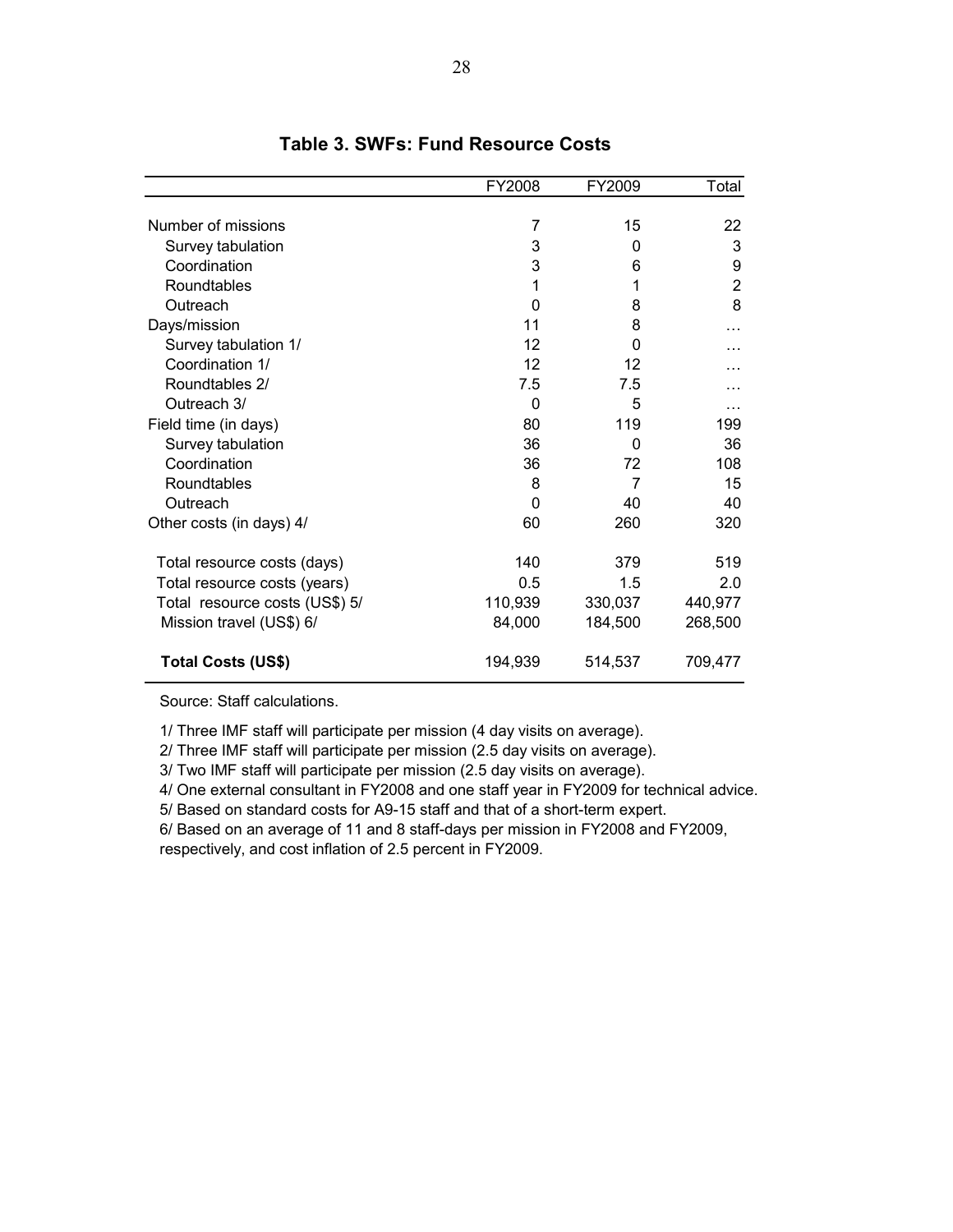**Table 3. SWFs: Fund Resource Costs**

| | FY2008 | FY2009 | Total |
|---|---|---|---|
| Number of missions | 7 | 15 | 22 |
| Survey tabulation | 3 | 0 | 3 |
| Coordination | 3 | 6 | 9 |
| Roundtables | 1 | 1 | 2 |
| Outreach | 0 | 8 | 8 |
| Days/mission | 11 | 8 | … |
| Survey tabulation 1/ | 12 | 0 | … |
| Coordination 1/ | 12 | 12 | … |
| Roundtables 2/ | 7.5 | 7.5 | … |
| Outreach 3/ | 0 | 5 | … |
| Field time (in days) | 80 | 119 | 199 |
| Survey tabulation | 36 | 0 | 36 |
| Coordination | 36 | 72 | 108 |
| Roundtables | 8 | 7 | 15 |
| Outreach | 0 | 40 | 40 |
| Other costs (in days) 4/ | 60 | 260 | 320 |
| Total resource costs (days) | 140 | 379 | 519 |
| Total resource costs (years) | 0.5 | 1.5 | 2.0 |
| Total resource costs (US$) 5/ | 110,939 | 330,037 | 440,977 |
| Mission travel (US$) 6/ | 84,000 | 184,500 | 268,500 |
| **Total Costs (US$)** | 194,939 | 514,537 | 709,477 |

Source: Staff calculations.

1/ Three IMF staff will participate per mission (4 day visits on average).

2/ Three IMF staff will participate per mission (2.5 day visits on average).

3/ Two IMF staff will participate per mission (2.5 day visits on average).

4/ One external consultant in FY2008 and one staff year in FY2009 for technical advice.

5/ Based on standard costs for A9-15 staff and that of a short-term expert.

6/ Based on an average of 11 and 8 staff-days per mission in FY2008 and FY2009, respectively, and cost inflation of 2.5 percent in FY2009.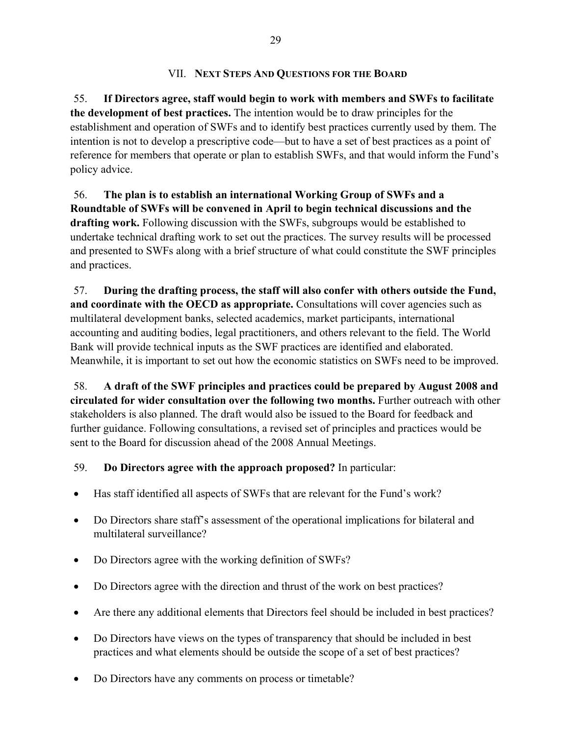## VII. NEXT STEPS AND QUESTIONS FOR THE BOARD

55. **If Directors agree, staff would begin to work with members and SWFs to facilitate the development of best practices.** The intention would be to draw principles for the establishment and operation of SWFs and to identify best practices currently used by them. The intention is not to develop a prescriptive code—but to have a set of best practices as a point of reference for members that operate or plan to establish SWFs, and that would inform the Fund's policy advice.

56. **The plan is to establish an international Working Group of SWFs and a Roundtable of SWFs will be convened in April to begin technical discussions and the drafting work.** Following discussion with the SWFs, subgroups would be established to undertake technical drafting work to set out the practices. The survey results will be processed and presented to SWFs along with a brief structure of what could constitute the SWF principles and practices.

57. **During the drafting process, the staff will also confer with others outside the Fund, and coordinate with the OECD as appropriate.** Consultations will cover agencies such as multilateral development banks, selected academics, market participants, international accounting and auditing bodies, legal practitioners, and others relevant to the field. The World Bank will provide technical inputs as the SWF practices are identified and elaborated. Meanwhile, it is important to set out how the economic statistics on SWFs need to be improved.

58. **A draft of the SWF principles and practices could be prepared by August 2008 and circulated for wider consultation over the following two months.** Further outreach with other stakeholders is also planned. The draft would also be issued to the Board for feedback and further guidance. Following consultations, a revised set of principles and practices would be sent to the Board for discussion ahead of the 2008 Annual Meetings.

59. **Do Directors agree with the approach proposed?** In particular:

- Has staff identified all aspects of SWFs that are relevant for the Fund's work?
- Do Directors share staff's assessment of the operational implications for bilateral and multilateral surveillance?
- Do Directors agree with the working definition of SWFs?
- Do Directors agree with the direction and thrust of the work on best practices?
- Are there any additional elements that Directors feel should be included in best practices?
- Do Directors have views on the types of transparency that should be included in best practices and what elements should be outside the scope of a set of best practices?
- Do Directors have any comments on process or timetable?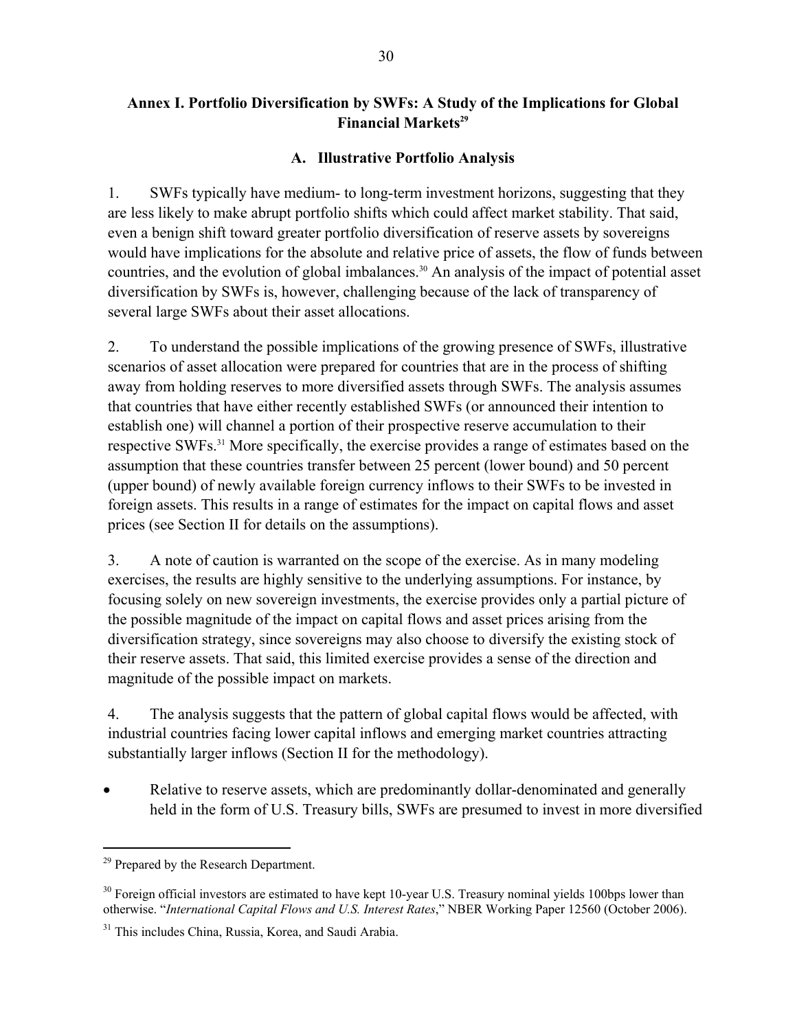## Annex I. Portfolio Diversification by SWFs: A Study of the Implications for Global Financial Markets[29]

### A. Illustrative Portfolio Analysis

1. SWFs typically have medium- to long-term investment horizons, suggesting that they are less likely to make abrupt portfolio shifts which could affect market stability. That said, even a benign shift toward greater portfolio diversification of reserve assets by sovereigns would have implications for the absolute and relative price of assets, the flow of funds between countries, and the evolution of global imbalances.[30] An analysis of the impact of potential asset diversification by SWFs is, however, challenging because of the lack of transparency of several large SWFs about their asset allocations.

2. To understand the possible implications of the growing presence of SWFs, illustrative scenarios of asset allocation were prepared for countries that are in the process of shifting away from holding reserves to more diversified assets through SWFs. The analysis assumes that countries that have either recently established SWFs (or announced their intention to establish one) will channel a portion of their prospective reserve accumulation to their respective SWFs.[31] More specifically, the exercise provides a range of estimates based on the assumption that these countries transfer between 25 percent (lower bound) and 50 percent (upper bound) of newly available foreign currency inflows to their SWFs to be invested in foreign assets. This results in a range of estimates for the impact on capital flows and asset prices (see Section II for details on the assumptions).

3. A note of caution is warranted on the scope of the exercise. As in many modeling exercises, the results are highly sensitive to the underlying assumptions. For instance, by focusing solely on new sovereign investments, the exercise provides only a partial picture of the possible magnitude of the impact on capital flows and asset prices arising from the diversification strategy, since sovereigns may also choose to diversify the existing stock of their reserve assets. That said, this limited exercise provides a sense of the direction and magnitude of the possible impact on markets.

4. The analysis suggests that the pattern of global capital flows would be affected, with industrial countries facing lower capital inflows and emerging market countries attracting substantially larger inflows (Section II for the methodology).

- Relative to reserve assets, which are predominantly dollar-denominated and generally held in the form of U.S. Treasury bills, SWFs are presumed to invest in more diversified

---

[29] Prepared by the Research Department.

[30] Foreign official investors are estimated to have kept 10-year U.S. Treasury nominal yields 100bps lower than otherwise. "*International Capital Flows and U.S. Interest Rates*," NBER Working Paper 12560 (October 2006).

[31] This includes China, Russia, Korea, and Saudi Arabia.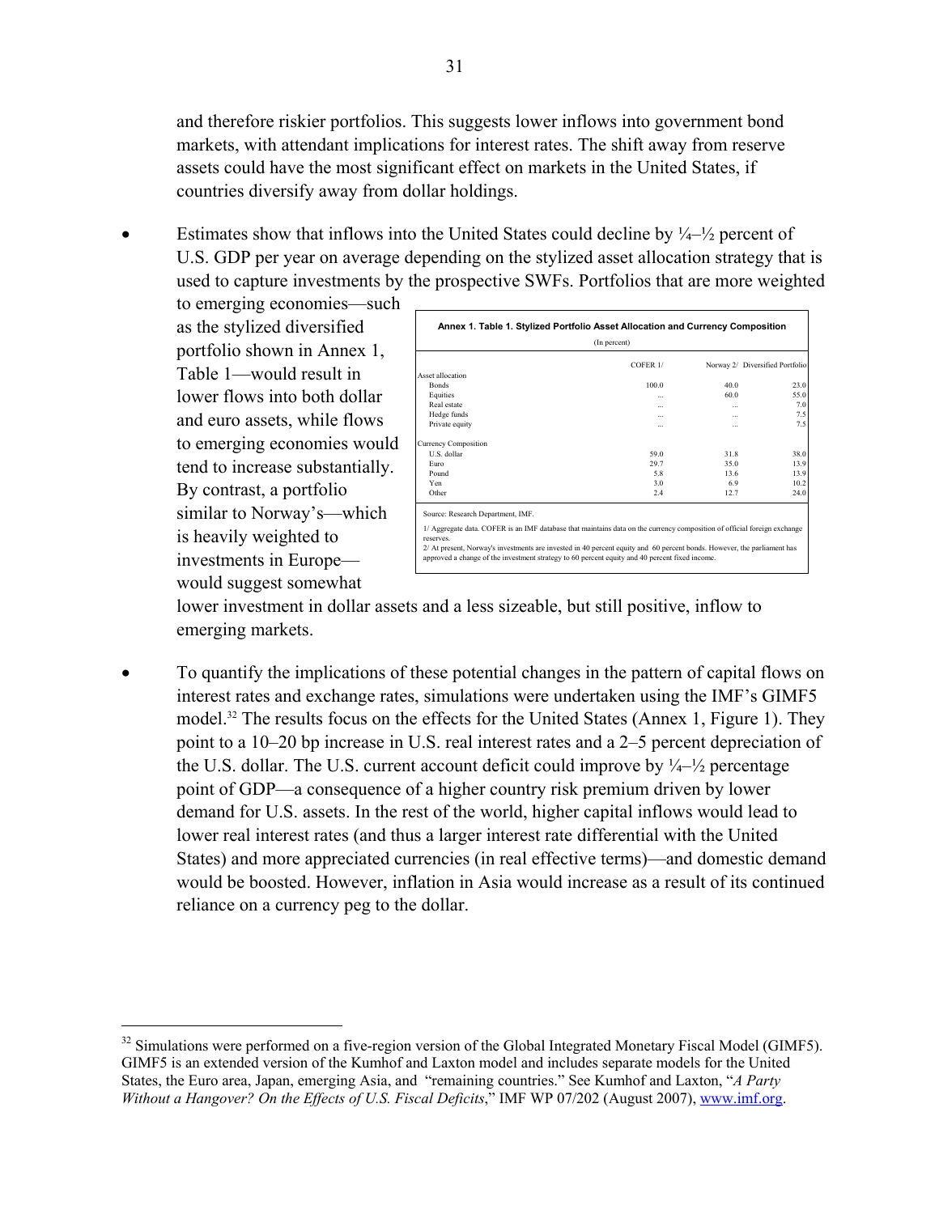and therefore riskier portfolios. This suggests lower inflows into government bond markets, with attendant implications for interest rates. The shift away from reserve assets could have the most significant effect on markets in the United States, if countries diversify away from dollar holdings.

- Estimates show that inflows into the United States could decline by ¼–½ percent of U.S. GDP per year on average depending on the stylized asset allocation strategy that is used to capture investments by the prospective SWFs. Portfolios that are more weighted to emerging economies—such as the stylized diversified portfolio shown in Annex 1, Table 1—would result in lower flows into both dollar and euro assets, while flows to emerging economies would tend to increase substantially. By contrast, a portfolio similar to Norway's—which is heavily weighted to investments in Europe—would suggest somewhat lower investment in dollar assets and a less sizeable, but still positive, inflow to emerging markets.

**Annex 1. Table 1. Stylized Portfolio Asset Allocation and Currency Composition**

(In percent)

| | COFER 1/ | Norway 2/ | Diversified Portfolio |
|---|---|---|---|
| Asset allocation | | | |
| Bonds | 100.0 | 40.0 | 23.0 |
| Equities | ... | 60.0 | 55.0 |
| Real estate | ... | ... | 7.0 |
| Hedge funds | ... | ... | 7.5 |
| Private equity | ... | ... | 7.5 |
| Currency Composition | | | |
| U.S. dollar | 59.0 | 31.8 | 38.0 |
| Euro | 29.7 | 35.0 | 13.9 |
| Pound | 5.8 | 13.6 | 13.9 |
| Yen | 3.0 | 6.9 | 10.2 |
| Other | 2.4 | 12.7 | 24.0 |

Source: Research Department, IMF.

1/ Aggregate data. COFER is an IMF database that maintains data on the currency composition of official foreign exchange reserves.

2/ At present, Norway's investments are invested in 40 percent equity and 60 percent bonds. However, the parliament has approved a change of the investment strategy to 60 percent equity and 40 percent fixed income.

- To quantify the implications of these potential changes in the pattern of capital flows on interest rates and exchange rates, simulations were undertaken using the IMF's GIMF5 model.[32] The results focus on the effects for the United States (Annex 1, Figure 1). They point to a 10–20 bp increase in U.S. real interest rates and a 2–5 percent depreciation of the U.S. dollar. The U.S. current account deficit could improve by ¼–½ percentage point of GDP—a consequence of a higher country risk premium driven by lower demand for U.S. assets. In the rest of the world, higher capital inflows would lead to lower real interest rates (and thus a larger interest rate differential with the United States) and more appreciated currencies (in real effective terms)—and domestic demand would be boosted. However, inflation in Asia would increase as a result of its continued reliance on a currency peg to the dollar.

[32] Simulations were performed on a five-region version of the Global Integrated Monetary Fiscal Model (GIMF5). GIMF5 is an extended version of the Kumhof and Laxton model and includes separate models for the United States, the Euro area, Japan, emerging Asia, and "remaining countries." See Kumhof and Laxton, "*A Party Without a Hangover? On the Effects of U.S. Fiscal Deficits*," IMF WP 07/202 (August 2007), www.imf.org.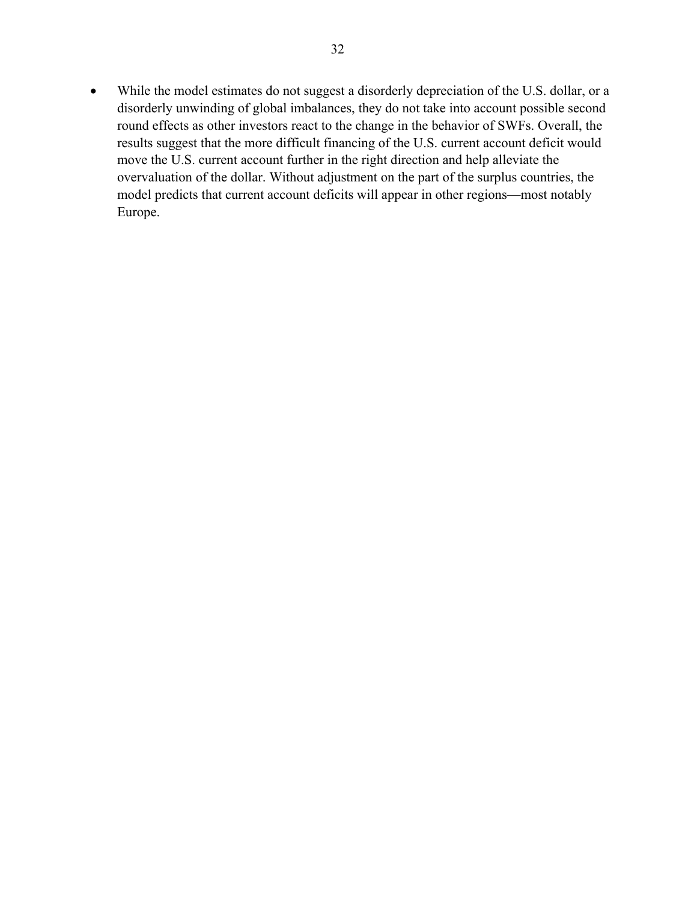- While the model estimates do not suggest a disorderly depreciation of the U.S. dollar, or a disorderly unwinding of global imbalances, they do not take into account possible second round effects as other investors react to the change in the behavior of SWFs. Overall, the results suggest that the more difficult financing of the U.S. current account deficit would move the U.S. current account further in the right direction and help alleviate the overvaluation of the dollar. Without adjustment on the part of the surplus countries, the model predicts that current account deficits will appear in other regions—most notably Europe.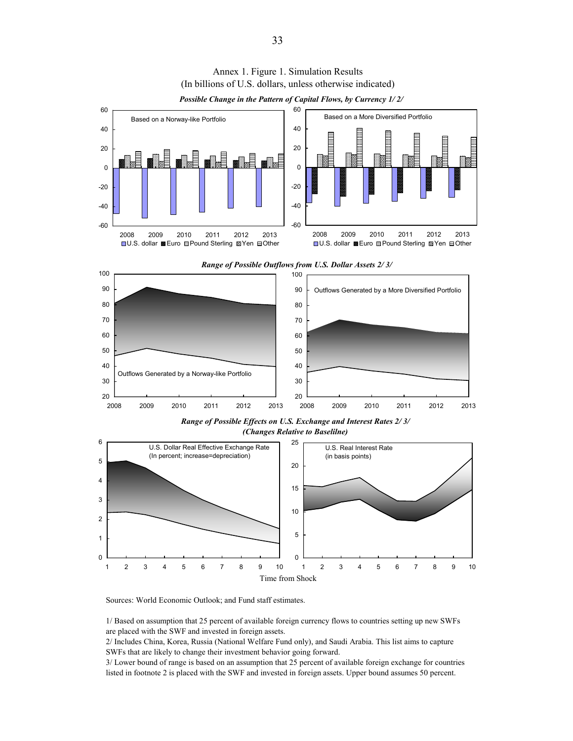Annex 1. Figure 1. Simulation Results
(In billions of U.S. dollars, unless otherwise indicated)

***Possible Change in the Pattern of Capital Flows, by Currency 1/ 2/***

Based on a Norway-like Portfolio

Based on a More Diversified Portfolio

U.S. dollar, Euro, Pound Sterling, Yen, Other

***Range of Possible Outflows from U.S. Dollar Assets 2/ 3/***

Outflows Generated by a Norway-like Portfolio

Outflows Generated by a More Diversified Portfolio

***Range of Possible Effects on U.S. Exchange and Interest Rates 2/ 3/***
***(Changes Relative to Baselilne)***

U.S. Dollar Real Effective Exchange Rate
(In percent; increase=depreciation)

U.S. Real Interest Rate
(in basis points)

Time from Shock

Sources: World Economic Outlook; and Fund staff estimates.

1/ Based on assumption that 25 percent of available foreign currency flows to countries setting up new SWFs are placed with the SWF and invested in foreign assets.

2/ Includes China, Korea, Russia (National Welfare Fund only), and Saudi Arabia. This list aims to capture SWFs that are likely to change their investment behavior going forward.

3/ Lower bound of range is based on an assumption that 25 percent of available foreign exchange for countries listed in footnote 2 is placed with the SWF and invested in foreign assets. Upper bound assumes 50 percent.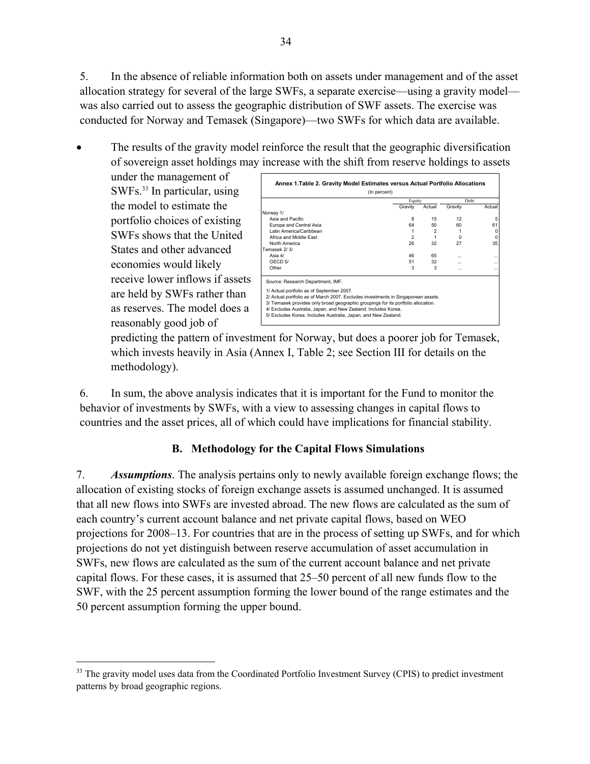5. In the absence of reliable information both on assets under management and of the asset allocation strategy for several of the large SWFs, a separate exercise—using a gravity model—was also carried out to assess the geographic distribution of SWF assets. The exercise was conducted for Norway and Temasek (Singapore)—two SWFs for which data are available.

- The results of the gravity model reinforce the result that the geographic diversification of sovereign asset holdings may increase with the shift from reserve holdings to assets under the management of SWFs.[33] In particular, using the model to estimate the portfolio choices of existing SWFs shows that the United States and other advanced economies would likely receive lower inflows if assets are held by SWFs rather than as reserves. The model does a reasonably good job of predicting the pattern of investment for Norway, but does a poorer job for Temasek, which invests heavily in Asia (Annex I, Table 2; see Section III for details on the methodology).

**Annex 1.Table 2. Gravity Model Estimates versus Actual Portfolio Allocations**
(In percent)

| | Equity | | Debt | |
|---|---|---|---|---|
| | Gravity | Actual | Gravity | Actual |
| Norway 1/ | | | | |
| Asia and Pacific | 8 | 15 | 12 | 5 |
| Europe and Central Asia | 64 | 50 | 60 | 61 |
| Latin America/Caribbean | 1 | 2 | 1 | 0 |
| Africa and Middle East | 2 | 1 | 0 | 0 |
| North America | 26 | 32 | 27 | 35 |
| Temasek 2/ 3/ | | | | |
| Asia 4/ | 46 | 65 | ... | ... |
| OECD 5/ | 51 | 32 | ... | ... |
| Other | 3 | 3 | ... | ... |

Source: Research Department, IMF.

1/ Actual portfolio as of September 2007.
2/ Actual portfolio as of March 2007. Excludes investments in Singaporean assets.
3/ Temasek provides only broad geographic groupings for its portfolio allocation.
4/ Excludes Australia, Japan, and New Zealand. Includes Korea.
5/ Excludes Korea. Includes Australia, Japan, and New Zealand.

6. In sum, the above analysis indicates that it is important for the Fund to monitor the behavior of investments by SWFs, with a view to assessing changes in capital flows to countries and the asset prices, all of which could have implications for financial stability.

### B. Methodology for the Capital Flows Simulations

7. ***Assumptions***. The analysis pertains only to newly available foreign exchange flows; the allocation of existing stocks of foreign exchange assets is assumed unchanged. It is assumed that all new flows into SWFs are invested abroad. The new flows are calculated as the sum of each country's current account balance and net private capital flows, based on WEO projections for 2008–13. For countries that are in the process of setting up SWFs, and for which projections do not yet distinguish between reserve accumulation of asset accumulation in SWFs, new flows are calculated as the sum of the current account balance and net private capital flows. For these cases, it is assumed that 25–50 percent of all new funds flow to the SWF, with the 25 percent assumption forming the lower bound of the range estimates and the 50 percent assumption forming the upper bound.

[33] The gravity model uses data from the Coordinated Portfolio Investment Survey (CPIS) to predict investment patterns by broad geographic regions.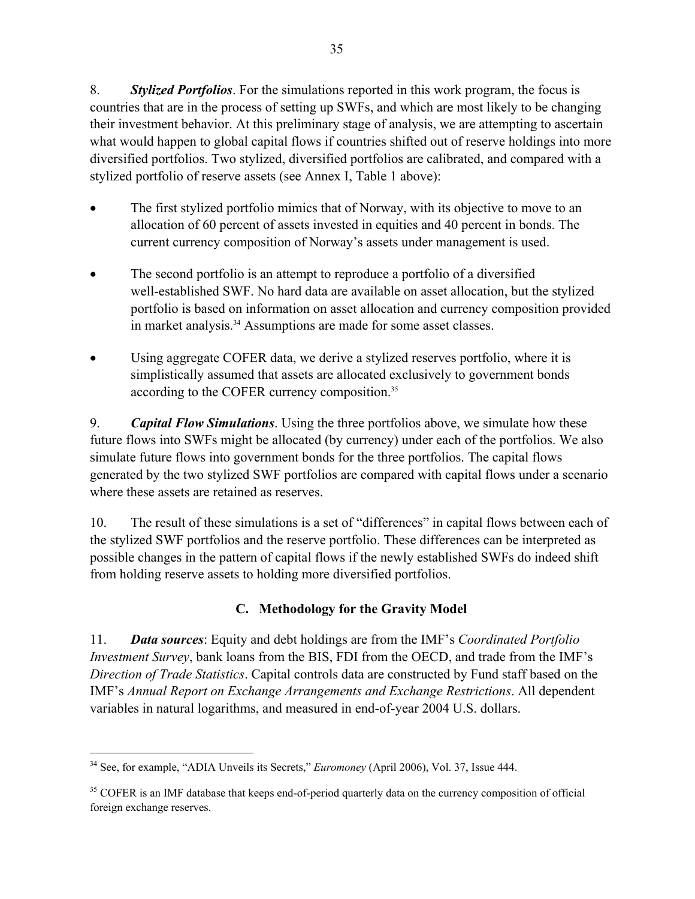8. ***Stylized Portfolios***. For the simulations reported in this work program, the focus is countries that are in the process of setting up SWFs, and which are most likely to be changing their investment behavior. At this preliminary stage of analysis, we are attempting to ascertain what would happen to global capital flows if countries shifted out of reserve holdings into more diversified portfolios. Two stylized, diversified portfolios are calibrated, and compared with a stylized portfolio of reserve assets (see Annex I, Table 1 above):

- The first stylized portfolio mimics that of Norway, with its objective to move to an allocation of 60 percent of assets invested in equities and 40 percent in bonds. The current currency composition of Norway's assets under management is used.
- The second portfolio is an attempt to reproduce a portfolio of a diversified well-established SWF. No hard data are available on asset allocation, but the stylized portfolio is based on information on asset allocation and currency composition provided in market analysis.[34] Assumptions are made for some asset classes.
- Using aggregate COFER data, we derive a stylized reserves portfolio, where it is simplistically assumed that assets are allocated exclusively to government bonds according to the COFER currency composition.[35]

9. ***Capital Flow Simulations***. Using the three portfolios above, we simulate how these future flows into SWFs might be allocated (by currency) under each of the portfolios. We also simulate future flows into government bonds for the three portfolios. The capital flows generated by the two stylized SWF portfolios are compared with capital flows under a scenario where these assets are retained as reserves.

10. The result of these simulations is a set of "differences" in capital flows between each of the stylized SWF portfolios and the reserve portfolio. These differences can be interpreted as possible changes in the pattern of capital flows if the newly established SWFs do indeed shift from holding reserve assets to holding more diversified portfolios.

## C. Methodology for the Gravity Model

11. ***Data sources***: Equity and debt holdings are from the IMF's *Coordinated Portfolio Investment Survey*, bank loans from the BIS, FDI from the OECD, and trade from the IMF's *Direction of Trade Statistics*. Capital controls data are constructed by Fund staff based on the IMF's *Annual Report on Exchange Arrangements and Exchange Restrictions*. All dependent variables in natural logarithms, and measured in end-of-year 2004 U.S. dollars.

---

[34] See, for example, "ADIA Unveils its Secrets," *Euromoney* (April 2006), Vol. 37, Issue 444.

[35] COFER is an IMF database that keeps end-of-period quarterly data on the currency composition of official foreign exchange reserves.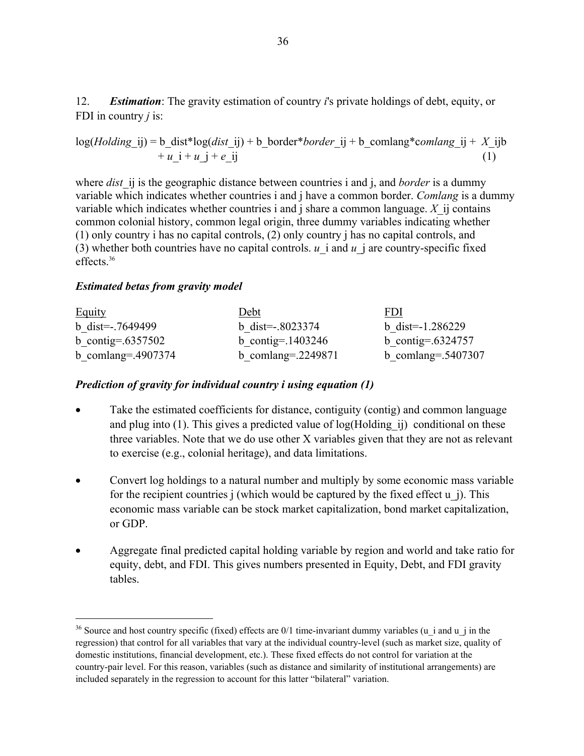12. ***Estimation***: The gravity estimation of country *i*'s private holdings of debt, equity, or FDI in country *j* is:

$$\log(Holding\_ij) = b\_dist*\log(dist\_ij) + b\_border*border\_ij + b\_comlang*comlang\_ij + X\_ijb + u\_i + u\_j + e\_ij \quad (1)$$

where *dist*_ij is the geographic distance between countries i and j, and *border* is a dummy variable which indicates whether countries i and j have a common border. *Comlang* is a dummy variable which indicates whether countries i and j share a common language. *X*_ij contains common colonial history, common legal origin, three dummy variables indicating whether (1) only country i has no capital controls, (2) only country j has no capital controls, and (3) whether both countries have no capital controls. *u*_i and *u*_j are country-specific fixed effects.[36]

***Estimated betas from gravity model***

| Equity | Debt | FDI |
|---|---|---|
| b_dist=-.7649499 | b_dist=-.8023374 | b_dist=-1.286229 |
| b_contig=.6357502 | b_contig=.1403246 | b_contig=.6324757 |
| b_comlang=.4907374 | b_comlang=.2249871 | b_comlang=.5407307 |

***Prediction of gravity for individual country i using equation (1)***

- Take the estimated coefficients for distance, contiguity (contig) and common language and plug into (1). This gives a predicted value of log(Holding_ij) conditional on these three variables. Note that we do use other X variables given that they are not as relevant to exercise (e.g., colonial heritage), and data limitations.
- Convert log holdings to a natural number and multiply by some economic mass variable for the recipient countries j (which would be captured by the fixed effect u_j). This economic mass variable can be stock market capitalization, bond market capitalization, or GDP.
- Aggregate final predicted capital holding variable by region and world and take ratio for equity, debt, and FDI. This gives numbers presented in Equity, Debt, and FDI gravity tables.

[36] Source and host country specific (fixed) effects are 0/1 time-invariant dummy variables (u_i and u_j in the regression) that control for all variables that vary at the individual country-level (such as market size, quality of domestic institutions, financial development, etc.). These fixed effects do not control for variation at the country-pair level. For this reason, variables (such as distance and similarity of institutional arrangements) are included separately in the regression to account for this latter "bilateral" variation.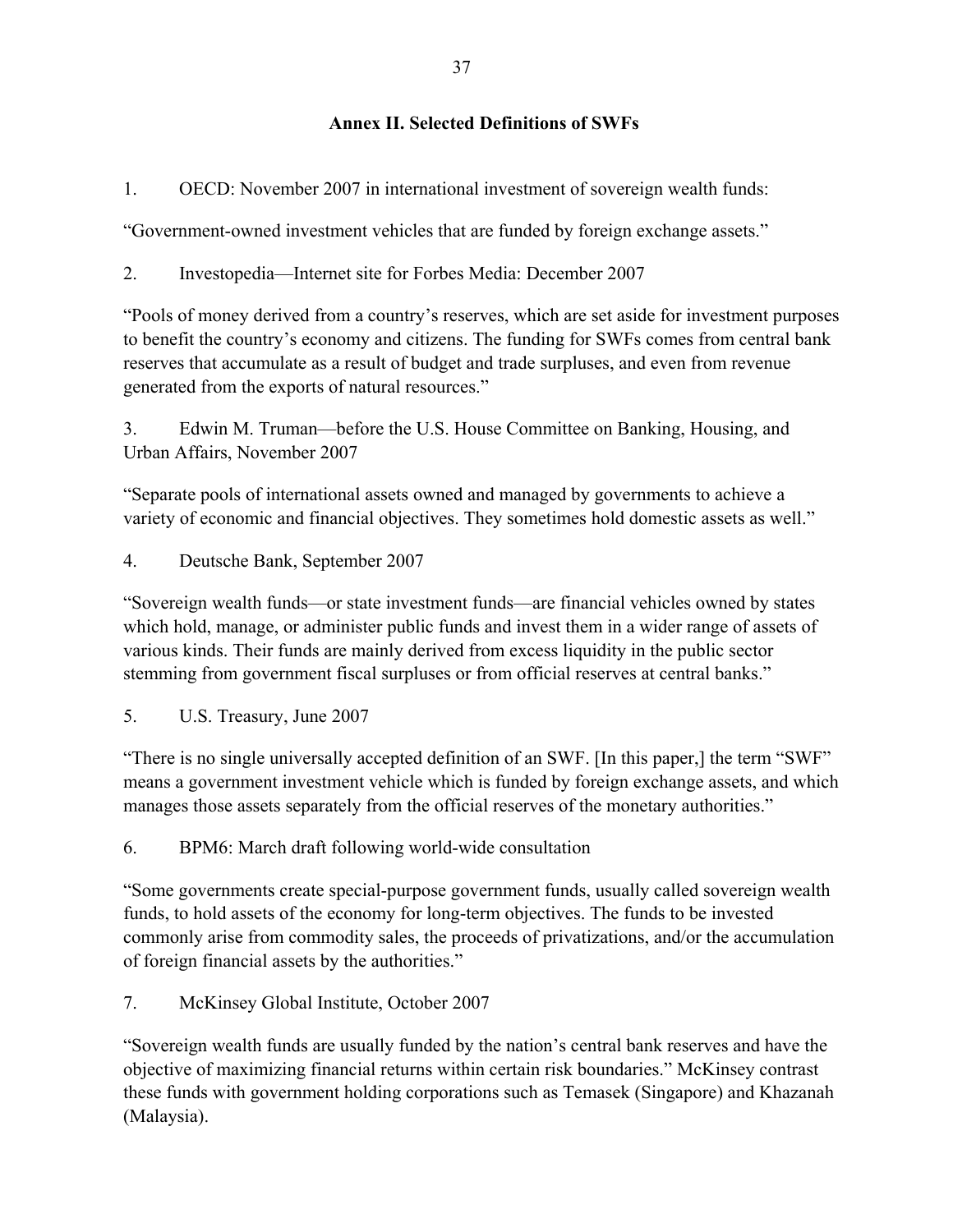## Annex II. Selected Definitions of SWFs

1. OECD: November 2007 in international investment of sovereign wealth funds:

"Government-owned investment vehicles that are funded by foreign exchange assets."

2. Investopedia—Internet site for Forbes Media: December 2007

"Pools of money derived from a country's reserves, which are set aside for investment purposes to benefit the country's economy and citizens. The funding for SWFs comes from central bank reserves that accumulate as a result of budget and trade surpluses, and even from revenue generated from the exports of natural resources."

3. Edwin M. Truman—before the U.S. House Committee on Banking, Housing, and Urban Affairs, November 2007

"Separate pools of international assets owned and managed by governments to achieve a variety of economic and financial objectives. They sometimes hold domestic assets as well."

4. Deutsche Bank, September 2007

"Sovereign wealth funds—or state investment funds—are financial vehicles owned by states which hold, manage, or administer public funds and invest them in a wider range of assets of various kinds. Their funds are mainly derived from excess liquidity in the public sector stemming from government fiscal surpluses or from official reserves at central banks."

5. U.S. Treasury, June 2007

"There is no single universally accepted definition of an SWF. [In this paper,] the term "SWF" means a government investment vehicle which is funded by foreign exchange assets, and which manages those assets separately from the official reserves of the monetary authorities."

6. BPM6: March draft following world-wide consultation

"Some governments create special-purpose government funds, usually called sovereign wealth funds, to hold assets of the economy for long-term objectives. The funds to be invested commonly arise from commodity sales, the proceeds of privatizations, and/or the accumulation of foreign financial assets by the authorities."

7. McKinsey Global Institute, October 2007

"Sovereign wealth funds are usually funded by the nation's central bank reserves and have the objective of maximizing financial returns within certain risk boundaries." McKinsey contrast these funds with government holding corporations such as Temasek (Singapore) and Khazanah (Malaysia).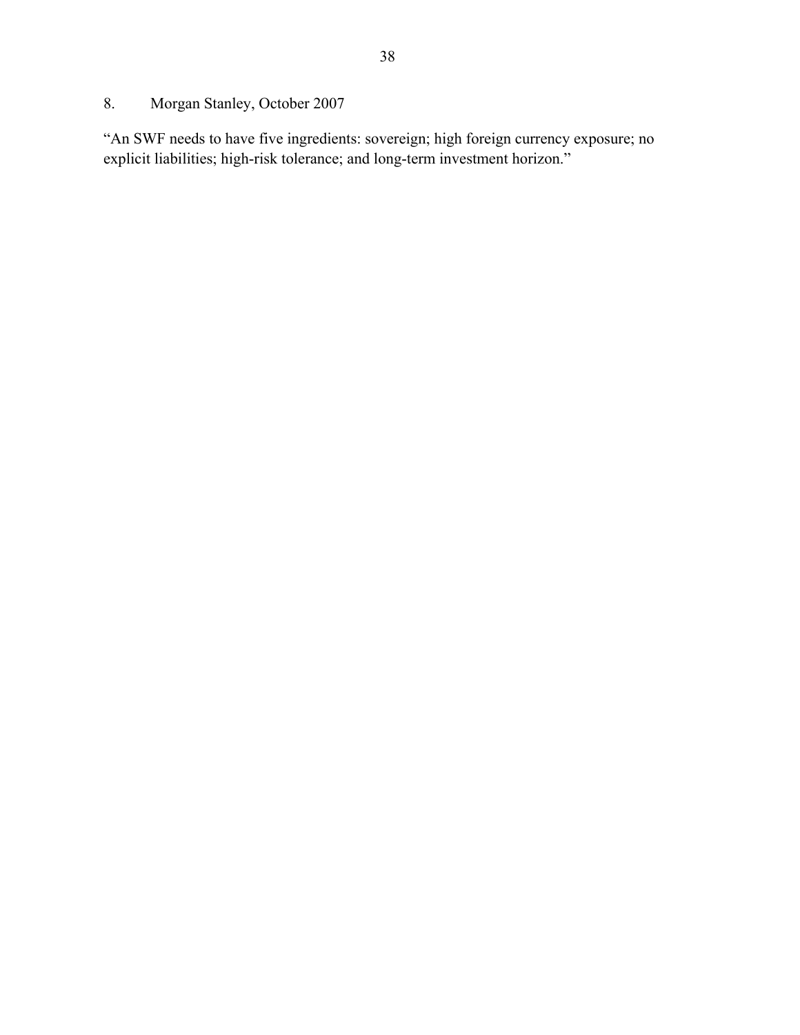8. Morgan Stanley, October 2007

"An SWF needs to have five ingredients: sovereign; high foreign currency exposure; no explicit liabilities; high-risk tolerance; and long-term investment horizon."